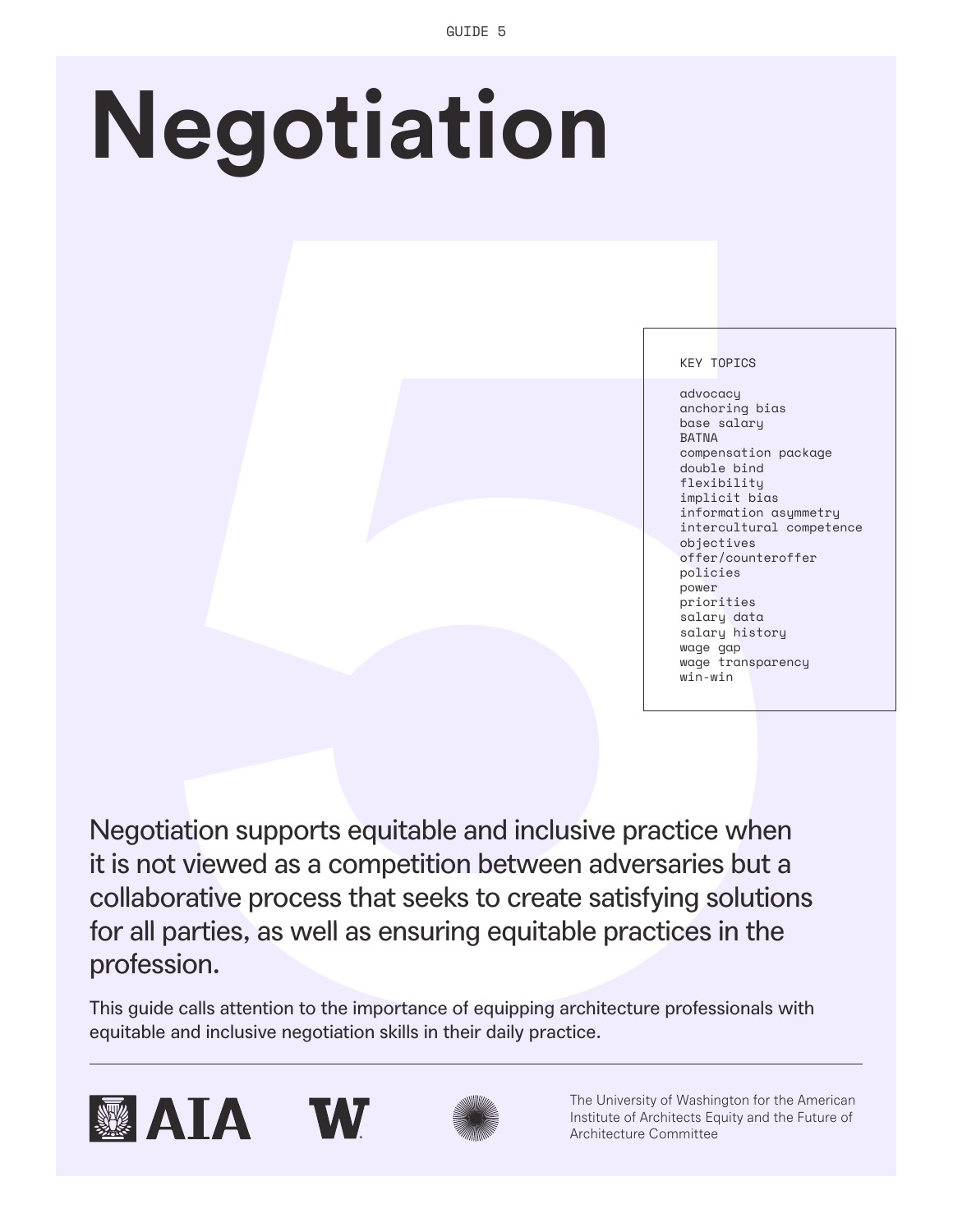GUIDE 5

# Negotiation

KEY TOPICS

- advocacy
- anchoring bias
- base salary
- BATNA
- compensation package
- double bind
- flexibility
- implicit bias
- information asymmetry
- intercultural competence
- objectives
- offer/counteroffer
- policies
- power
- priorities
- salary data
- salary history
- wage gap
- wage transparency
- win-win

Negotiation supports equitable and inclusive practice when it is not viewed as a competition between adversaries but a collaborative process that seeks to create satisfying solutions for all parties, as well as ensuring equitable practices in the profession.

This guide calls attention to the importance of equipping architecture professionals with equitable and inclusive negotiation skills in their daily practice.

The University of Washington for the American Institute of Architects Equity and the Future of Architecture Committee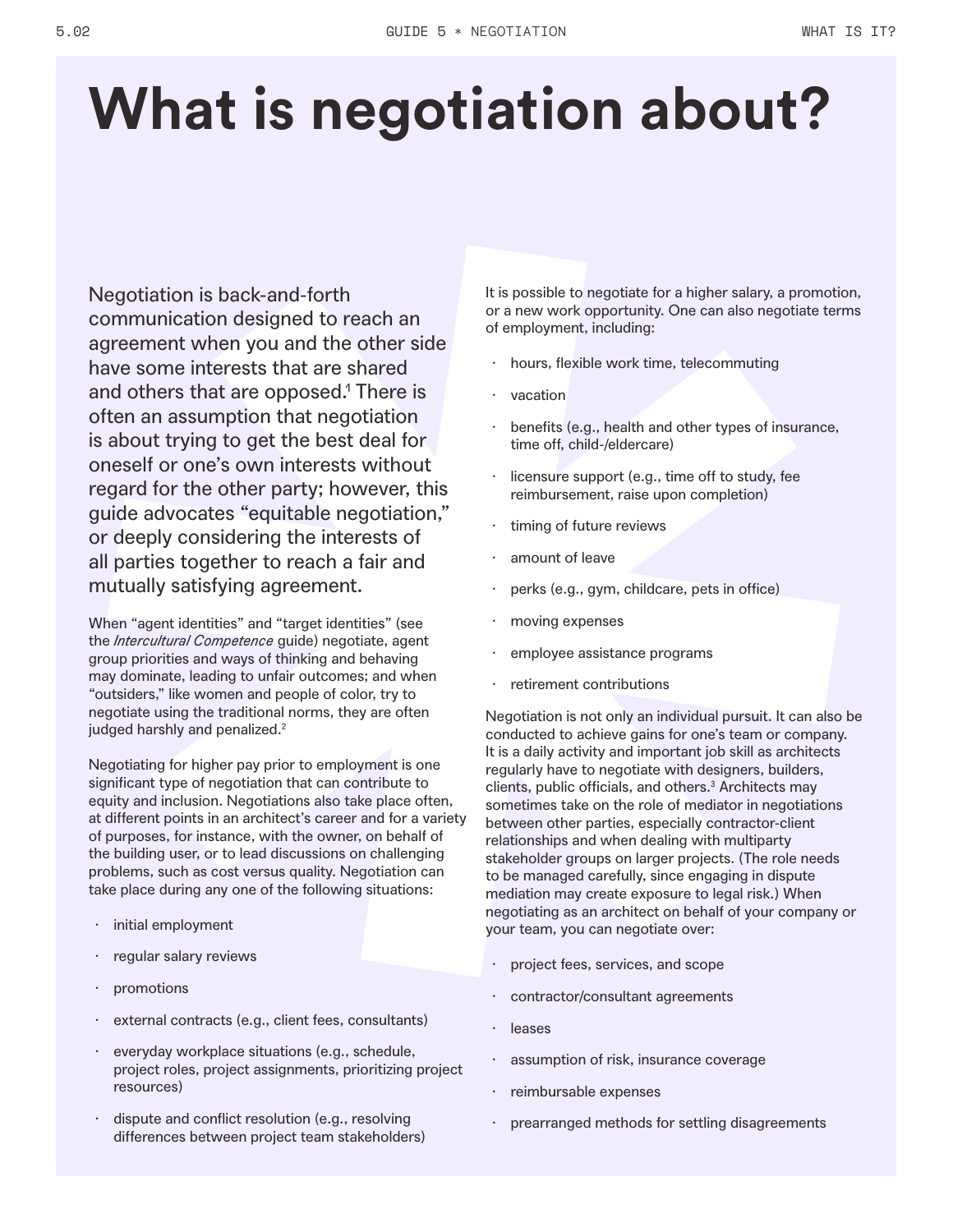# What is negotiation about?

Negotiation is back-and-forth communication designed to reach an agreement when you and the other side have some interests that are shared and others that are opposed.[1] There is often an assumption that negotiation is about trying to get the best deal for oneself or one's own interests without regard for the other party; however, this guide advocates "equitable negotiation," or deeply considering the interests of all parties together to reach a fair and mutually satisfying agreement.

When "agent identities" and "target identities" (see the *Intercultural Competence* guide) negotiate, agent group priorities and ways of thinking and behaving may dominate, leading to unfair outcomes; and when "outsiders," like women and people of color, try to negotiate using the traditional norms, they are often judged harshly and penalized.[2]

Negotiating for higher pay prior to employment is one significant type of negotiation that can contribute to equity and inclusion. Negotiations also take place often, at different points in an architect's career and for a variety of purposes, for instance, with the owner, on behalf of the building user, or to lead discussions on challenging problems, such as cost versus quality. Negotiation can take place during any one of the following situations:

- initial employment
- regular salary reviews
- promotions
- external contracts (e.g., client fees, consultants)
- everyday workplace situations (e.g., schedule, project roles, project assignments, prioritizing project resources)
- dispute and conflict resolution (e.g., resolving differences between project team stakeholders)

It is possible to negotiate for a higher salary, a promotion, or a new work opportunity. One can also negotiate terms of employment, including:

- hours, flexible work time, telecommuting
- vacation
- benefits (e.g., health and other types of insurance, time off, child-/eldercare)
- licensure support (e.g., time off to study, fee reimbursement, raise upon completion)
- timing of future reviews
- amount of leave
- perks (e.g., gym, childcare, pets in office)
- moving expenses
- employee assistance programs
- retirement contributions

Negotiation is not only an individual pursuit. It can also be conducted to achieve gains for one's team or company. It is a daily activity and important job skill as architects regularly have to negotiate with designers, builders, clients, public officials, and others.[3] Architects may sometimes take on the role of mediator in negotiations between other parties, especially contractor-client relationships and when dealing with multiparty stakeholder groups on larger projects. (The role needs to be managed carefully, since engaging in dispute mediation may create exposure to legal risk.) When negotiating as an architect on behalf of your company or your team, you can negotiate over:

- project fees, services, and scope
- contractor/consultant agreements
- leases
- assumption of risk, insurance coverage
- reimbursable expenses
- prearranged methods for settling disagreements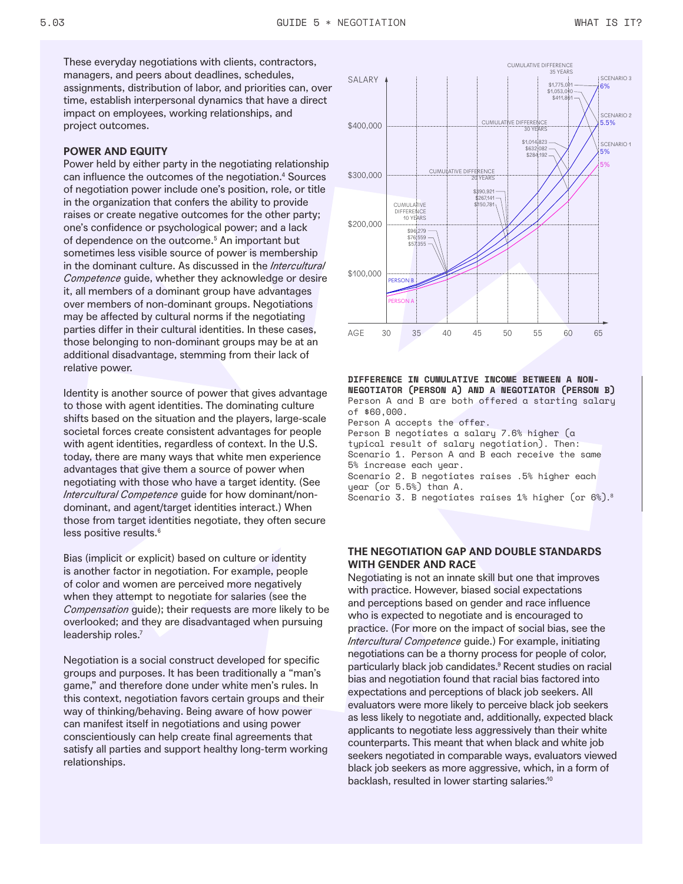These everyday negotiations with clients, contractors, managers, and peers about deadlines, schedules, assignments, distribution of labor, and priorities can, over time, establish interpersonal dynamics that have a direct impact on employees, working relationships, and project outcomes.

## POWER AND EQUITY

Power held by either party in the negotiating relationship can influence the outcomes of the negotiation.[4] Sources of negotiation power include one's position, role, or title in the organization that confers the ability to provide raises or create negative outcomes for the other party; one's confidence or psychological power; and a lack of dependence on the outcome.[5] An important but sometimes less visible source of power is membership in the dominant culture. As discussed in the *Intercultural Competence* guide, whether they acknowledge or desire it, all members of a dominant group have advantages over members of non-dominant groups. Negotiations may be affected by cultural norms if the negotiating parties differ in their cultural identities. In these cases, those belonging to non-dominant groups may be at an additional disadvantage, stemming from their lack of relative power.

Identity is another source of power that gives advantage to those with agent identities. The dominating culture shifts based on the situation and the players, large-scale societal forces create consistent advantages for people with agent identities, regardless of context. In the U.S. today, there are many ways that white men experience advantages that give them a source of power when negotiating with those who have a target identity. (See *Intercultural Competence* guide for how dominant/non-dominant, and agent/target identities interact.) When those from target identities negotiate, they often secure less positive results.[6]

Bias (implicit or explicit) based on culture or identity is another factor in negotiation. For example, people of color and women are perceived more negatively when they attempt to negotiate for salaries (see the *Compensation* guide); their requests are more likely to be overlooked; and they are disadvantaged when pursuing leadership roles.[7]

Negotiation is a social construct developed for specific groups and purposes. It has been traditionally a "man's game," and therefore done under white men's rules. In this context, negotiation favors certain groups and their way of thinking/behaving. Being aware of how power can manifest itself in negotiations and using power conscientiously can help create final agreements that satisfy all parties and support healthy long-term working relationships.

| Cumulative difference | Scenario 1 (5%) | Scenario 2 (5.5%) | Scenario 3 (6%) |
|---|---|---|---|
| 10 years | $57,355 | $76,559 | $96,279 |
| 20 years | $150,781 | $267,141 | $390,921 |
| 30 years | $284,192 | $632,082 | $1,014,823 |
| 35 years | $411,861 | $1,053,010 | $1,775,081 |

**DIFFERENCE IN CUMULATIVE INCOME BETWEEN A NON-NEGOTIATOR (PERSON A) AND A NEGOTIATOR (PERSON B)**
Person A and B are both offered a starting salary of $60,000.
Person A accepts the offer.
Person B negotiates a salary 7.6% higher (a typical result of salary negotiation). Then:
Scenario 1. Person A and B each receive the same 5% increase each year.
Scenario 2. B negotiates raises .5% higher each year (or 5.5%) than A.
Scenario 3. B negotiates raises 1% higher (or 6%).[8]

## THE NEGOTIATION GAP AND DOUBLE STANDARDS WITH GENDER AND RACE

Negotiating is not an innate skill but one that improves with practice. However, biased social expectations and perceptions based on gender and race influence who is expected to negotiate and is encouraged to practice. (For more on the impact of social bias, see the *Intercultural Competence* guide.) For example, initiating negotiations can be a thorny process for people of color, particularly black job candidates.[9] Recent studies on racial bias and negotiation found that racial bias factored into expectations and perceptions of black job seekers. All evaluators were more likely to perceive black job seekers as less likely to negotiate and, additionally, expected black applicants to negotiate less aggressively than their white counterparts. This meant that when black and white job seekers negotiated in comparable ways, evaluators viewed black job seekers as more aggressive, which, in a form of backlash, resulted in lower starting salaries.[10]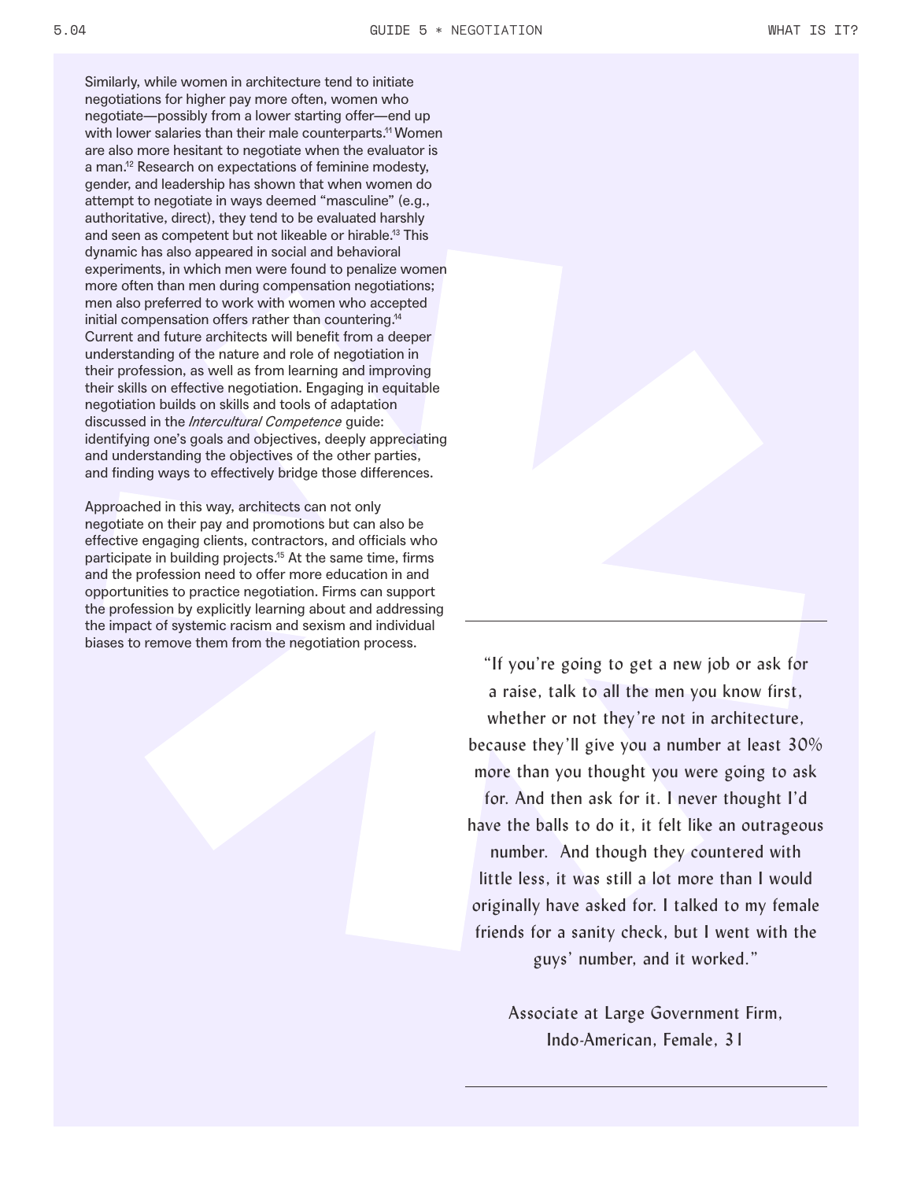Similarly, while women in architecture tend to initiate negotiations for higher pay more often, women who negotiate—possibly from a lower starting offer—end up with lower salaries than their male counterparts.[11] Women are also more hesitant to negotiate when the evaluator is a man.[12] Research on expectations of feminine modesty, gender, and leadership has shown that when women do attempt to negotiate in ways deemed "masculine" (e.g., authoritative, direct), they tend to be evaluated harshly and seen as competent but not likeable or hirable.[13] This dynamic has also appeared in social and behavioral experiments, in which men were found to penalize women more often than men during compensation negotiations; men also preferred to work with women who accepted initial compensation offers rather than countering.[14] Current and future architects will benefit from a deeper understanding of the nature and role of negotiation in their profession, as well as from learning and improving their skills on effective negotiation. Engaging in equitable negotiation builds on skills and tools of adaptation discussed in the *Intercultural Competence* guide: identifying one's goals and objectives, deeply appreciating and understanding the objectives of the other parties, and finding ways to effectively bridge those differences.

Approached in this way, architects can not only negotiate on their pay and promotions but can also be effective engaging clients, contractors, and officials who participate in building projects.[15] At the same time, firms and the profession need to offer more education in and opportunities to practice negotiation. Firms can support the profession by explicitly learning about and addressing the impact of systemic racism and sexism and individual biases to remove them from the negotiation process.

---

> "If you're going to get a new job or ask for a raise, talk to all the men you know first, whether or not they're not in architecture, because they'll give you a number at least 30% more than you thought you were going to ask for. And then ask for it. I never thought I'd have the balls to do it, it felt like an outrageous number. And though they countered with little less, it was still a lot more than I would originally have asked for. I talked to my female friends for a sanity check, but I went with the guys' number, and it worked."
>
> Associate at Large Government Firm, Indo-American, Female, 31

---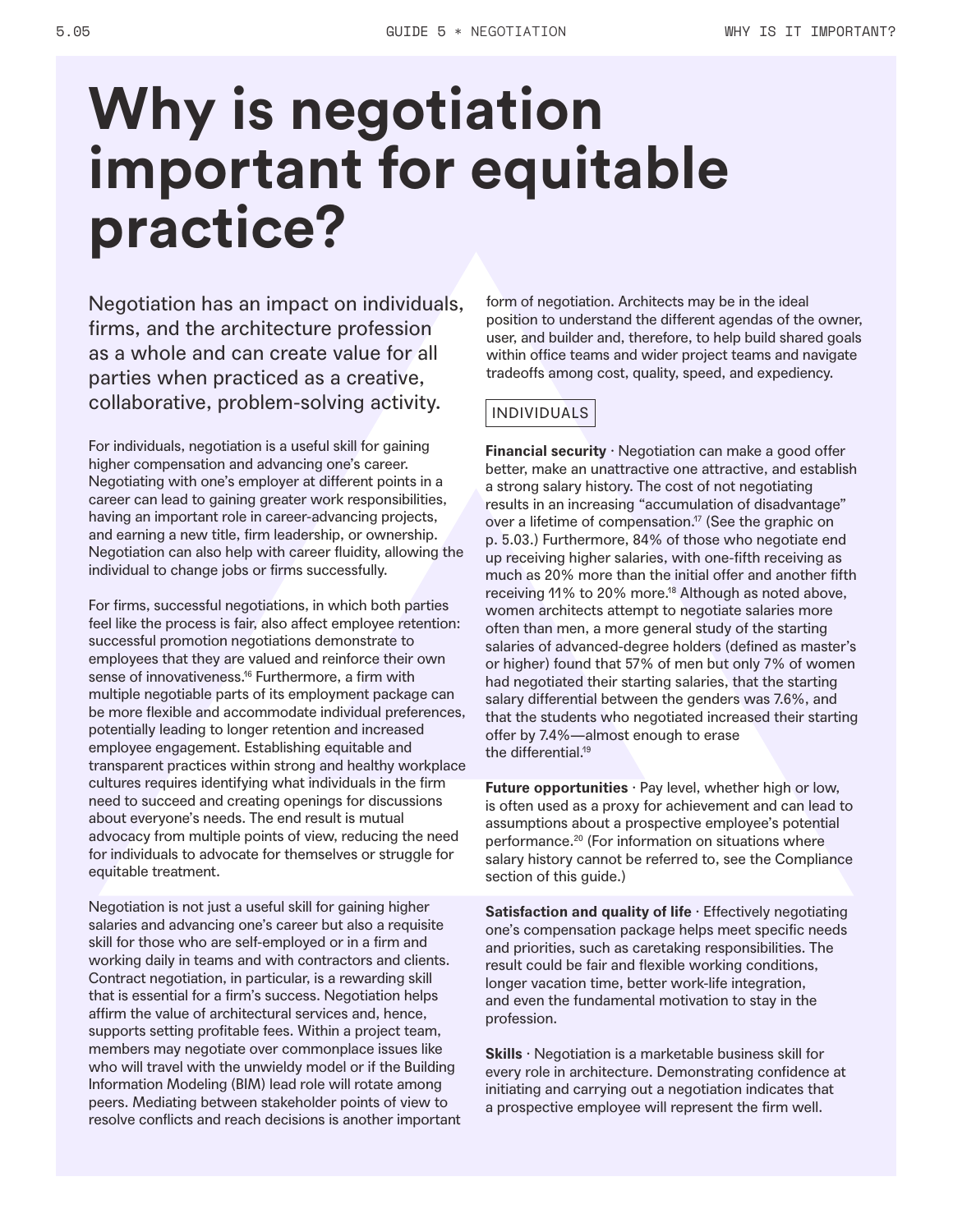# Why is negotiation important for equitable practice?

Negotiation has an impact on individuals, firms, and the architecture profession as a whole and can create value for all parties when practiced as a creative, collaborative, problem-solving activity.

For individuals, negotiation is a useful skill for gaining higher compensation and advancing one's career. Negotiating with one's employer at different points in a career can lead to gaining greater work responsibilities, having an important role in career-advancing projects, and earning a new title, firm leadership, or ownership. Negotiation can also help with career fluidity, allowing the individual to change jobs or firms successfully.

For firms, successful negotiations, in which both parties feel like the process is fair, also affect employee retention: successful promotion negotiations demonstrate to employees that they are valued and reinforce their own sense of innovativeness.[16] Furthermore, a firm with multiple negotiable parts of its employment package can be more flexible and accommodate individual preferences, potentially leading to longer retention and increased employee engagement. Establishing equitable and transparent practices within strong and healthy workplace cultures requires identifying what individuals in the firm need to succeed and creating openings for discussions about everyone's needs. The end result is mutual advocacy from multiple points of view, reducing the need for individuals to advocate for themselves or struggle for equitable treatment.

Negotiation is not just a useful skill for gaining higher salaries and advancing one's career but also a requisite skill for those who are self-employed or in a firm and working daily in teams and with contractors and clients. Contract negotiation, in particular, is a rewarding skill that is essential for a firm's success. Negotiation helps affirm the value of architectural services and, hence, supports setting profitable fees. Within a project team, members may negotiate over commonplace issues like who will travel with the unwieldy model or if the Building Information Modeling (BIM) lead role will rotate among peers. Mediating between stakeholder points of view to resolve conflicts and reach decisions is another important form of negotiation. Architects may be in the ideal position to understand the different agendas of the owner, user, and builder and, therefore, to help build shared goals within office teams and wider project teams and navigate tradeoffs among cost, quality, speed, and expediency.

## INDIVIDUALS

**Financial security** · Negotiation can make a good offer better, make an unattractive one attractive, and establish a strong salary history. The cost of not negotiating results in an increasing "accumulation of disadvantage" over a lifetime of compensation.[17] (See the graphic on p. 5.03.) Furthermore, 84% of those who negotiate end up receiving higher salaries, with one-fifth receiving as much as 20% more than the initial offer and another fifth receiving 11% to 20% more.[18] Although as noted above, women architects attempt to negotiate salaries more often than men, a more general study of the starting salaries of advanced-degree holders (defined as master's or higher) found that 57% of men but only 7% of women had negotiated their starting salaries, that the starting salary differential between the genders was 7.6%, and that the students who negotiated increased their starting offer by 7.4%—almost enough to erase the differential.[19]

**Future opportunities** · Pay level, whether high or low, is often used as a proxy for achievement and can lead to assumptions about a prospective employee's potential performance.[20] (For information on situations where salary history cannot be referred to, see the Compliance section of this guide.)

**Satisfaction and quality of life** · Effectively negotiating one's compensation package helps meet specific needs and priorities, such as caretaking responsibilities. The result could be fair and flexible working conditions, longer vacation time, better work-life integration, and even the fundamental motivation to stay in the profession.

**Skills** · Negotiation is a marketable business skill for every role in architecture. Demonstrating confidence at initiating and carrying out a negotiation indicates that a prospective employee will represent the firm well.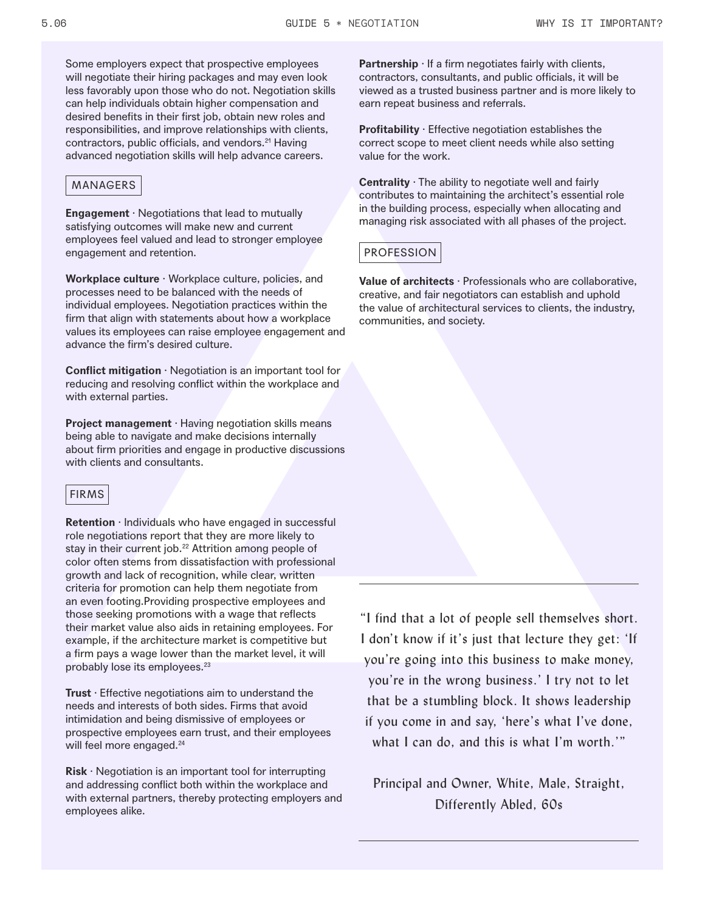Some employers expect that prospective employees will negotiate their hiring packages and may even look less favorably upon those who do not. Negotiation skills can help individuals obtain higher compensation and desired benefits in their first job, obtain new roles and responsibilities, and improve relationships with clients, contractors, public officials, and vendors.[21] Having advanced negotiation skills will help advance careers.

## MANAGERS

**Engagement** · Negotiations that lead to mutually satisfying outcomes will make new and current employees feel valued and lead to stronger employee engagement and retention.

**Workplace culture** · Workplace culture, policies, and processes need to be balanced with the needs of individual employees. Negotiation practices within the firm that align with statements about how a workplace values its employees can raise employee engagement and advance the firm's desired culture.

**Conflict mitigation** · Negotiation is an important tool for reducing and resolving conflict within the workplace and with external parties.

**Project management** · Having negotiation skills means being able to navigate and make decisions internally about firm priorities and engage in productive discussions with clients and consultants.

## FIRMS

**Retention** · Individuals who have engaged in successful role negotiations report that they are more likely to stay in their current job.[22] Attrition among people of color often stems from dissatisfaction with professional growth and lack of recognition, while clear, written criteria for promotion can help them negotiate from an even footing.Providing prospective employees and those seeking promotions with a wage that reflects their market value also aids in retaining employees. For example, if the architecture market is competitive but a firm pays a wage lower than the market level, it will probably lose its employees.[23]

**Trust** · Effective negotiations aim to understand the needs and interests of both sides. Firms that avoid intimidation and being dismissive of employees or prospective employees earn trust, and their employees will feel more engaged.[24]

**Risk** · Negotiation is an important tool for interrupting and addressing conflict both within the workplace and with external partners, thereby protecting employers and employees alike.

**Partnership** · If a firm negotiates fairly with clients, contractors, consultants, and public officials, it will be viewed as a trusted business partner and is more likely to earn repeat business and referrals.

**Profitability** · Effective negotiation establishes the correct scope to meet client needs while also setting value for the work.

**Centrality** · The ability to negotiate well and fairly contributes to maintaining the architect's essential role in the building process, especially when allocating and managing risk associated with all phases of the project.

## PROFESSION

**Value of architects** · Professionals who are collaborative, creative, and fair negotiators can establish and uphold the value of architectural services to clients, the industry, communities, and society.

---

"I find that a lot of people sell themselves short. I don't know if it's just that lecture they get: 'If you're going into this business to make money, you're in the wrong business.' I try not to let that be a stumbling block. It shows leadership if you come in and say, 'here's what I've done, what I can do, and this is what I'm worth.'"

Principal and Owner, White, Male, Straight, Differently Abled, 60s

---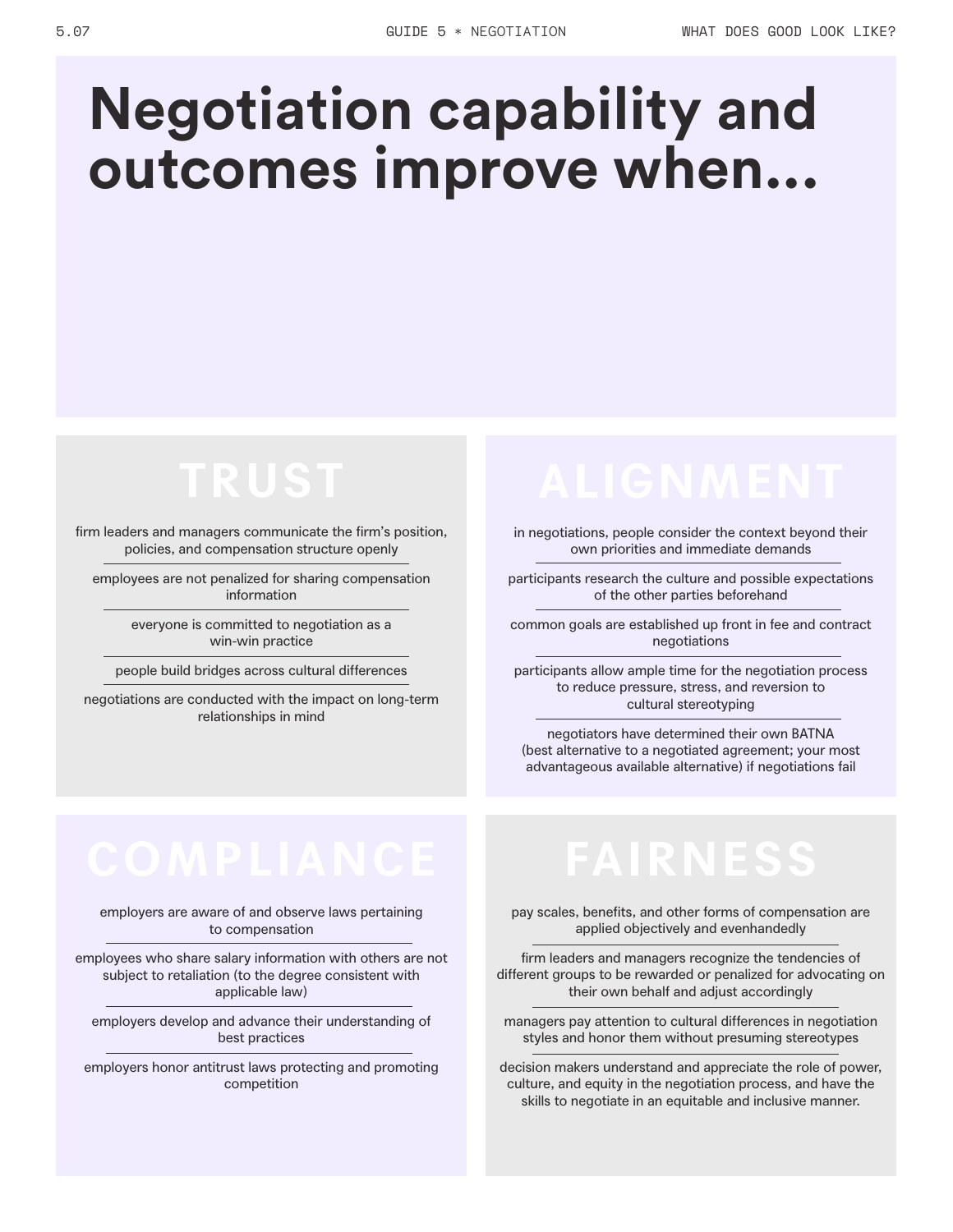# Negotiation capability and outcomes improve when...

## TRUST

- firm leaders and managers communicate the firm's position, policies, and compensation structure openly
- employees are not penalized for sharing compensation information
- everyone is committed to negotiation as a win-win practice
- people build bridges across cultural differences
- negotiations are conducted with the impact on long-term relationships in mind

## ALIGNMENT

- in negotiations, people consider the context beyond their own priorities and immediate demands
- participants research the culture and possible expectations of the other parties beforehand
- common goals are established up front in fee and contract negotiations
- participants allow ample time for the negotiation process to reduce pressure, stress, and reversion to cultural stereotyping
- negotiators have determined their own BATNA (best alternative to a negotiated agreement; your most advantageous available alternative) if negotiations fail

## COMPLIANCE

- employers are aware of and observe laws pertaining to compensation
- employees who share salary information with others are not subject to retaliation (to the degree consistent with applicable law)
- employers develop and advance their understanding of best practices
- employers honor antitrust laws protecting and promoting competition

## FAIRNESS

- pay scales, benefits, and other forms of compensation are applied objectively and evenhandedly
- firm leaders and managers recognize the tendencies of different groups to be rewarded or penalized for advocating on their own behalf and adjust accordingly
- managers pay attention to cultural differences in negotiation styles and honor them without presuming stereotypes
- decision makers understand and appreciate the role of power, culture, and equity in the negotiation process, and have the skills to negotiate in an equitable and inclusive manner.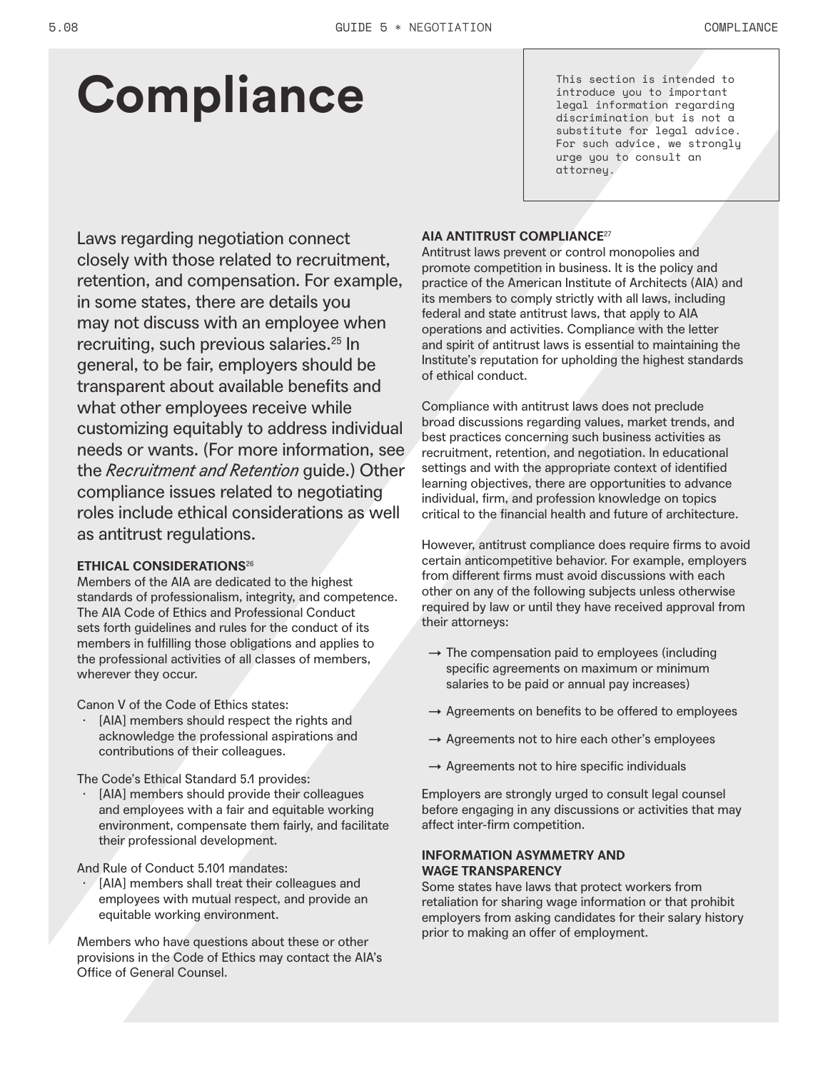# Compliance

This section is intended to introduce you to important legal information regarding discrimination but is not a substitute for legal advice. For such advice, we strongly urge you to consult an attorney.

Laws regarding negotiation connect closely with those related to recruitment, retention, and compensation. For example, in some states, there are details you may not discuss with an employee when recruiting, such previous salaries.[25] In general, to be fair, employers should be transparent about available benefits and what other employees receive while customizing equitably to address individual needs or wants. (For more information, see the *Recruitment and Retention* guide.) Other compliance issues related to negotiating roles include ethical considerations as well as antitrust regulations.

### ETHICAL CONSIDERATIONS[26]

Members of the AIA are dedicated to the highest standards of professionalism, integrity, and competence. The AIA Code of Ethics and Professional Conduct sets forth guidelines and rules for the conduct of its members in fulfilling those obligations and applies to the professional activities of all classes of members, wherever they occur.

Canon V of the Code of Ethics states:

- [AIA] members should respect the rights and acknowledge the professional aspirations and contributions of their colleagues.

The Code's Ethical Standard 5.1 provides:

- [AIA] members should provide their colleagues and employees with a fair and equitable working environment, compensate them fairly, and facilitate their professional development.

And Rule of Conduct 5.101 mandates:

- [AIA] members shall treat their colleagues and employees with mutual respect, and provide an equitable working environment.

Members who have questions about these or other provisions in the Code of Ethics may contact the AIA's Office of General Counsel.

### AIA ANTITRUST COMPLIANCE[27]

Antitrust laws prevent or control monopolies and promote competition in business. It is the policy and practice of the American Institute of Architects (AIA) and its members to comply strictly with all laws, including federal and state antitrust laws, that apply to AIA operations and activities. Compliance with the letter and spirit of antitrust laws is essential to maintaining the Institute's reputation for upholding the highest standards of ethical conduct.

Compliance with antitrust laws does not preclude broad discussions regarding values, market trends, and best practices concerning such business activities as recruitment, retention, and negotiation. In educational settings and with the appropriate context of identified learning objectives, there are opportunities to advance individual, firm, and profession knowledge on topics critical to the financial health and future of architecture.

However, antitrust compliance does require firms to avoid certain anticompetitive behavior. For example, employers from different firms must avoid discussions with each other on any of the following subjects unless otherwise required by law or until they have received approval from their attorneys:

- → The compensation paid to employees (including specific agreements on maximum or minimum salaries to be paid or annual pay increases)
- → Agreements on benefits to be offered to employees
- → Agreements not to hire each other's employees
- → Agreements not to hire specific individuals

Employers are strongly urged to consult legal counsel before engaging in any discussions or activities that may affect inter-firm competition.

### INFORMATION ASYMMETRY AND WAGE TRANSPARENCY

Some states have laws that protect workers from retaliation for sharing wage information or that prohibit employers from asking candidates for their salary history prior to making an offer of employment.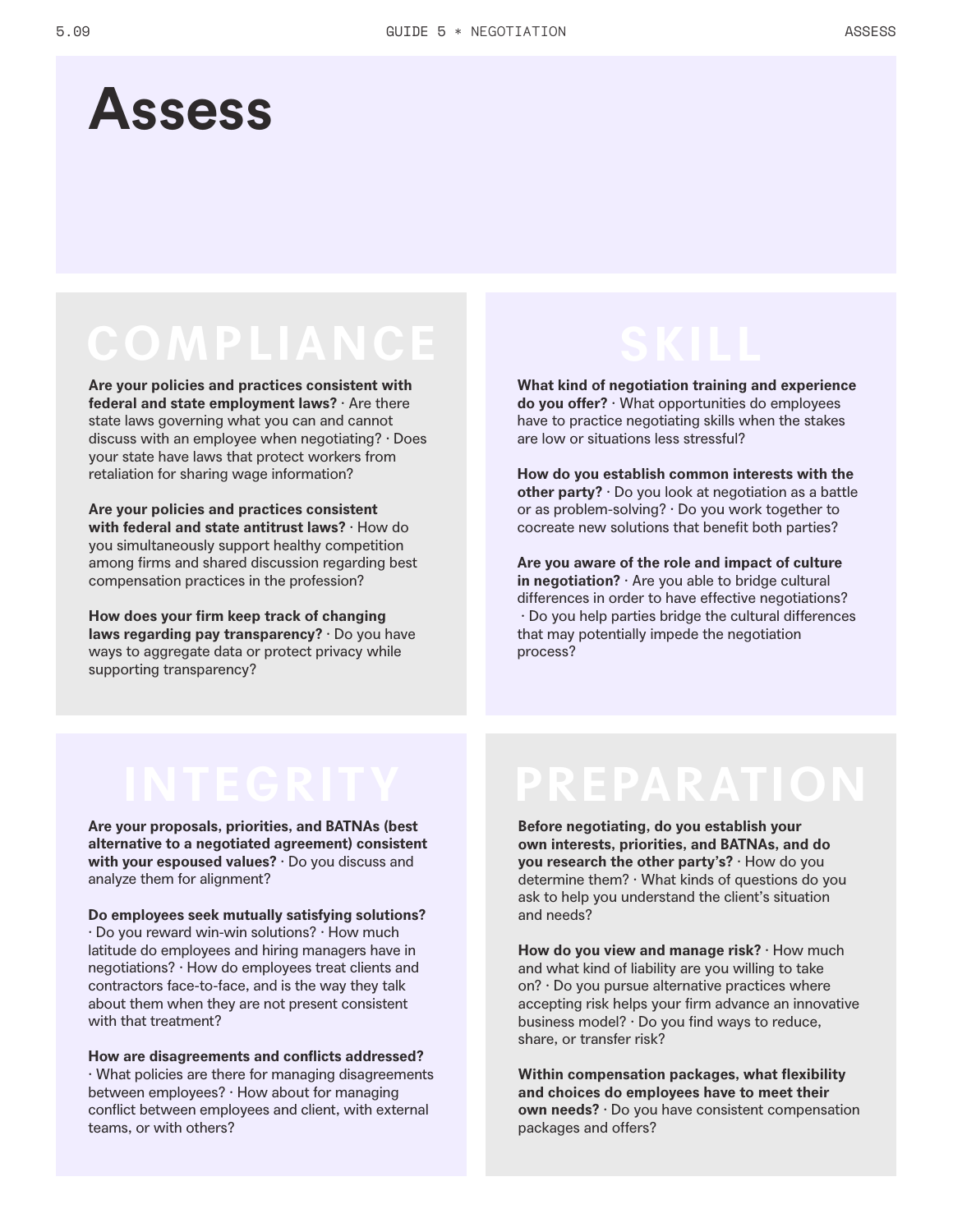# Assess

## COMPLIANCE

**Are your policies and practices consistent with federal and state employment laws?** · Are there state laws governing what you can and cannot discuss with an employee when negotiating? · Does your state have laws that protect workers from retaliation for sharing wage information?

**Are your policies and practices consistent with federal and state antitrust laws?** · How do you simultaneously support healthy competition among firms and shared discussion regarding best compensation practices in the profession?

**How does your firm keep track of changing laws regarding pay transparency?** · Do you have ways to aggregate data or protect privacy while supporting transparency?

## SKILL

**What kind of negotiation training and experience do you offer?** · What opportunities do employees have to practice negotiating skills when the stakes are low or situations less stressful?

**How do you establish common interests with the other party?** · Do you look at negotiation as a battle or as problem-solving? · Do you work together to cocreate new solutions that benefit both parties?

**Are you aware of the role and impact of culture in negotiation?** · Are you able to bridge cultural differences in order to have effective negotiations? · Do you help parties bridge the cultural differences that may potentially impede the negotiation process?

## INTEGRITY

**Are your proposals, priorities, and BATNAs (best alternative to a negotiated agreement) consistent with your espoused values?** · Do you discuss and analyze them for alignment?

**Do employees seek mutually satisfying solutions?** · Do you reward win-win solutions? · How much latitude do employees and hiring managers have in negotiations? · How do employees treat clients and contractors face-to-face, and is the way they talk about them when they are not present consistent with that treatment?

**How are disagreements and conflicts addressed?** · What policies are there for managing disagreements between employees? · How about for managing conflict between employees and client, with external teams, or with others?

## PREPARATION

**Before negotiating, do you establish your own interests, priorities, and BATNAs, and do you research the other party's?** · How do you determine them? · What kinds of questions do you ask to help you understand the client's situation and needs?

**How do you view and manage risk?** · How much and what kind of liability are you willing to take on? · Do you pursue alternative practices where accepting risk helps your firm advance an innovative business model? · Do you find ways to reduce, share, or transfer risk?

**Within compensation packages, what flexibility and choices do employees have to meet their own needs?** · Do you have consistent compensation packages and offers?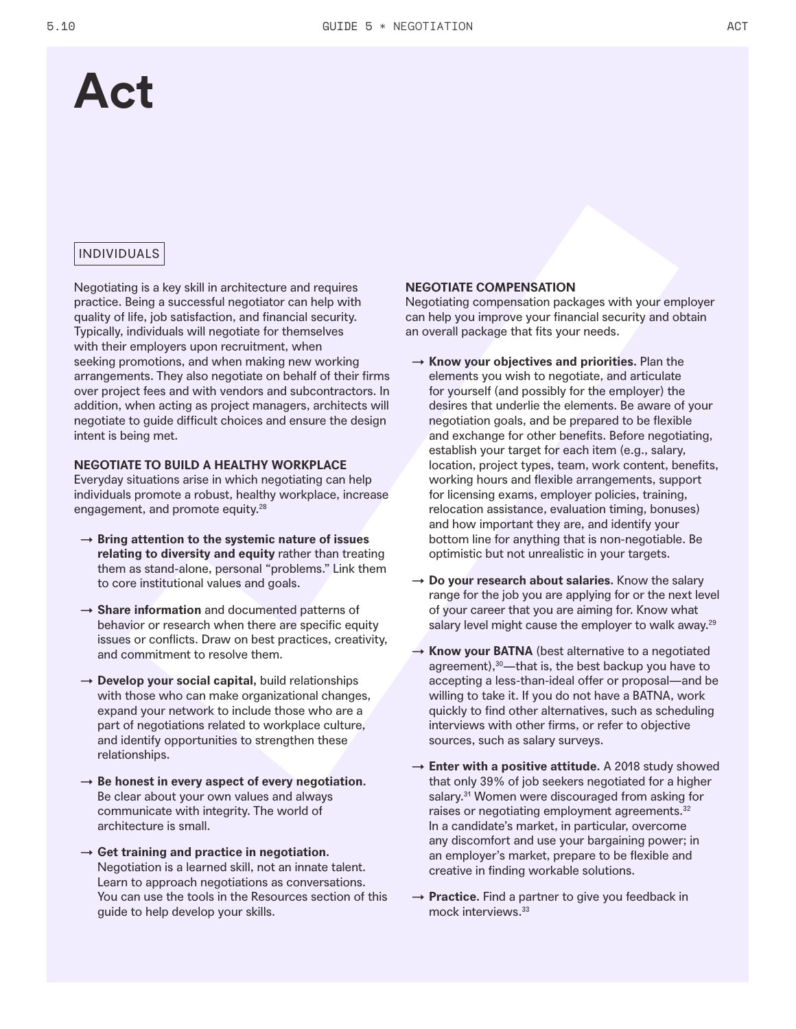# Act

INDIVIDUALS

Negotiating is a key skill in architecture and requires practice. Being a successful negotiator can help with quality of life, job satisfaction, and financial security. Typically, individuals will negotiate for themselves with their employers upon recruitment, when seeking promotions, and when making new working arrangements. They also negotiate on behalf of their firms over project fees and with vendors and subcontractors. In addition, when acting as project managers, architects will negotiate to guide difficult choices and ensure the design intent is being met.

**NEGOTIATE TO BUILD A HEALTHY WORKPLACE**

Everyday situations arise in which negotiating can help individuals promote a robust, healthy workplace, increase engagement, and promote equity.[28]

→ **Bring attention to the systemic nature of issues relating to diversity and equity** rather than treating them as stand-alone, personal "problems." Link them to core institutional values and goals.

→ **Share information** and documented patterns of behavior or research when there are specific equity issues or conflicts. Draw on best practices, creativity, and commitment to resolve them.

→ **Develop your social capital,** build relationships with those who can make organizational changes, expand your network to include those who are a part of negotiations related to workplace culture, and identify opportunities to strengthen these relationships.

→ **Be honest in every aspect of every negotiation.** Be clear about your own values and always communicate with integrity. The world of architecture is small.

→ **Get training and practice in negotiation.** Negotiation is a learned skill, not an innate talent. Learn to approach negotiations as conversations. You can use the tools in the Resources section of this guide to help develop your skills.

**NEGOTIATE COMPENSATION**

Negotiating compensation packages with your employer can help you improve your financial security and obtain an overall package that fits your needs.

→ **Know your objectives and priorities.** Plan the elements you wish to negotiate, and articulate for yourself (and possibly for the employer) the desires that underlie the elements. Be aware of your negotiation goals, and be prepared to be flexible and exchange for other benefits. Before negotiating, establish your target for each item (e.g., salary, location, project types, team, work content, benefits, working hours and flexible arrangements, support for licensing exams, employer policies, training, relocation assistance, evaluation timing, bonuses) and how important they are, and identify your bottom line for anything that is non-negotiable. Be optimistic but not unrealistic in your targets.

→ **Do your research about salaries.** Know the salary range for the job you are applying for or the next level of your career that you are aiming for. Know what salary level might cause the employer to walk away.[29]

→ **Know your BATNA** (best alternative to a negotiated agreement),[30]—that is, the best backup you have to accepting a less-than-ideal offer or proposal—and be willing to take it. If you do not have a BATNA, work quickly to find other alternatives, such as scheduling interviews with other firms, or refer to objective sources, such as salary surveys.

→ **Enter with a positive attitude.** A 2018 study showed that only 39% of job seekers negotiated for a higher salary.[31] Women were discouraged from asking for raises or negotiating employment agreements.[32] In a candidate's market, in particular, overcome any discomfort and use your bargaining power; in an employer's market, prepare to be flexible and creative in finding workable solutions.

→ **Practice.** Find a partner to give you feedback in mock interviews.[33]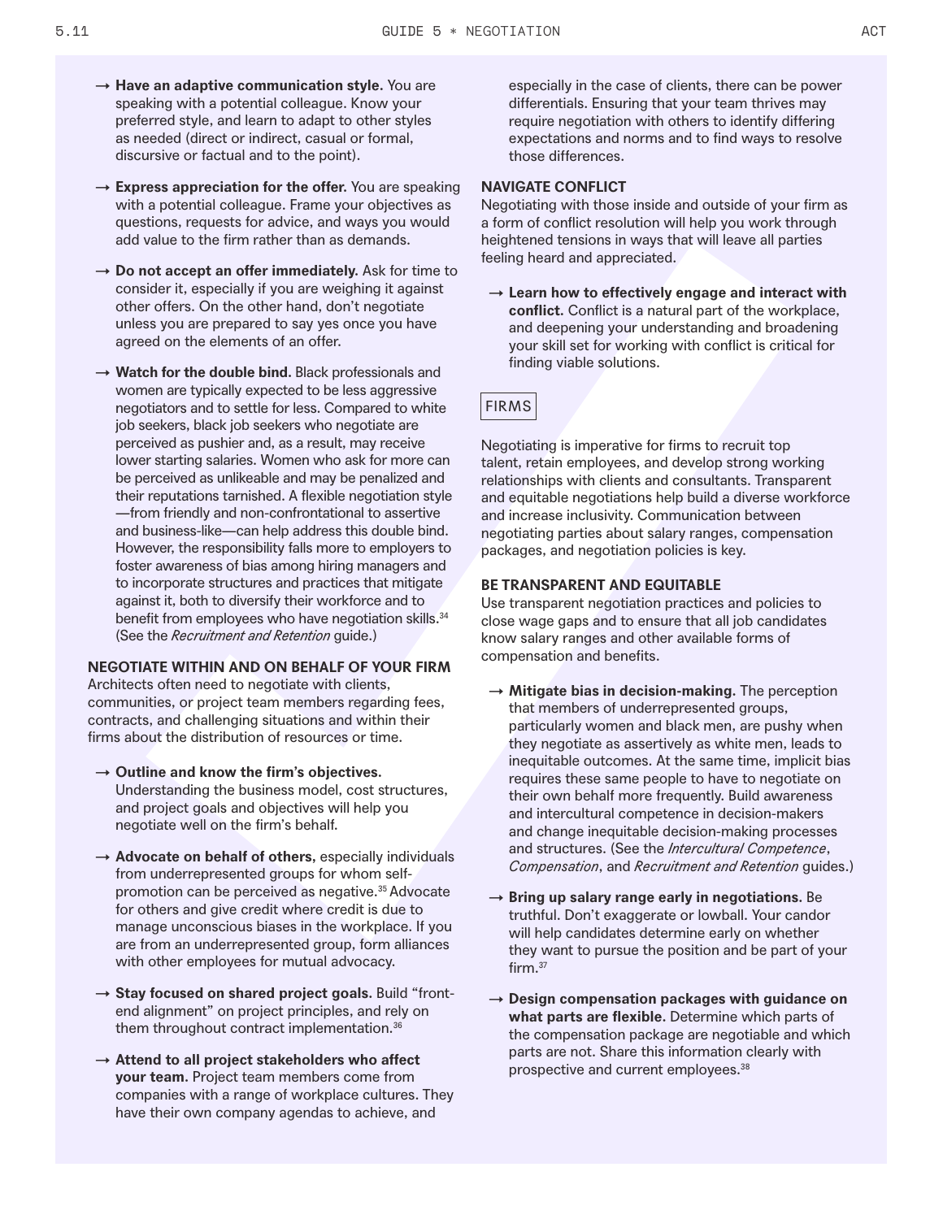→ **Have an adaptive communication style.** You are speaking with a potential colleague. Know your preferred style, and learn to adapt to other styles as needed (direct or indirect, casual or formal, discursive or factual and to the point).

→ **Express appreciation for the offer.** You are speaking with a potential colleague. Frame your objectives as questions, requests for advice, and ways you would add value to the firm rather than as demands.

→ **Do not accept an offer immediately.** Ask for time to consider it, especially if you are weighing it against other offers. On the other hand, don't negotiate unless you are prepared to say yes once you have agreed on the elements of an offer.

→ **Watch for the double bind.** Black professionals and women are typically expected to be less aggressive negotiators and to settle for less. Compared to white job seekers, black job seekers who negotiate are perceived as pushier and, as a result, may receive lower starting salaries. Women who ask for more can be perceived as unlikeable and may be penalized and their reputations tarnished. A flexible negotiation style —from friendly and non-confrontational to assertive and business-like—can help address this double bind. However, the responsibility falls more to employers to foster awareness of bias among hiring managers and to incorporate structures and practices that mitigate against it, both to diversify their workforce and to benefit from employees who have negotiation skills.[34] (See the *Recruitment and Retention* guide.)

### NEGOTIATE WITHIN AND ON BEHALF OF YOUR FIRM

Architects often need to negotiate with clients, communities, or project team members regarding fees, contracts, and challenging situations and within their firms about the distribution of resources or time.

→ **Outline and know the firm's objectives.** Understanding the business model, cost structures, and project goals and objectives will help you negotiate well on the firm's behalf.

→ **Advocate on behalf of others**, especially individuals from underrepresented groups for whom self-promotion can be perceived as negative.[35] Advocate for others and give credit where credit is due to manage unconscious biases in the workplace. If you are from an underrepresented group, form alliances with other employees for mutual advocacy.

→ **Stay focused on shared project goals.** Build "front-end alignment" on project principles, and rely on them throughout contract implementation.[36]

→ **Attend to all project stakeholders who affect your team.** Project team members come from companies with a range of workplace cultures. They have their own company agendas to achieve, and especially in the case of clients, there can be power differentials. Ensuring that your team thrives may require negotiation with others to identify differing expectations and norms and to find ways to resolve those differences.

### NAVIGATE CONFLICT

Negotiating with those inside and outside of your firm as a form of conflict resolution will help you work through heightened tensions in ways that will leave all parties feeling heard and appreciated.

→ **Learn how to effectively engage and interact with conflict.** Conflict is a natural part of the workplace, and deepening your understanding and broadening your skill set for working with conflict is critical for finding viable solutions.

## FIRMS

Negotiating is imperative for firms to recruit top talent, retain employees, and develop strong working relationships with clients and consultants. Transparent and equitable negotiations help build a diverse workforce and increase inclusivity. Communication between negotiating parties about salary ranges, compensation packages, and negotiation policies is key.

### BE TRANSPARENT AND EQUITABLE

Use transparent negotiation practices and policies to close wage gaps and to ensure that all job candidates know salary ranges and other available forms of compensation and benefits.

→ **Mitigate bias in decision-making.** The perception that members of underrepresented groups, particularly women and black men, are pushy when they negotiate as assertively as white men, leads to inequitable outcomes. At the same time, implicit bias requires these same people to have to negotiate on their own behalf more frequently. Build awareness and intercultural competence in decision-makers and change inequitable decision-making processes and structures. (See the *Intercultural Competence*, *Compensation*, and *Recruitment and Retention* guides.)

→ **Bring up salary range early in negotiations.** Be truthful. Don't exaggerate or lowball. Your candor will help candidates determine early on whether they want to pursue the position and be part of your firm.[37]

→ **Design compensation packages with guidance on what parts are flexible.** Determine which parts of the compensation package are negotiable and which parts are not. Share this information clearly with prospective and current employees.[38]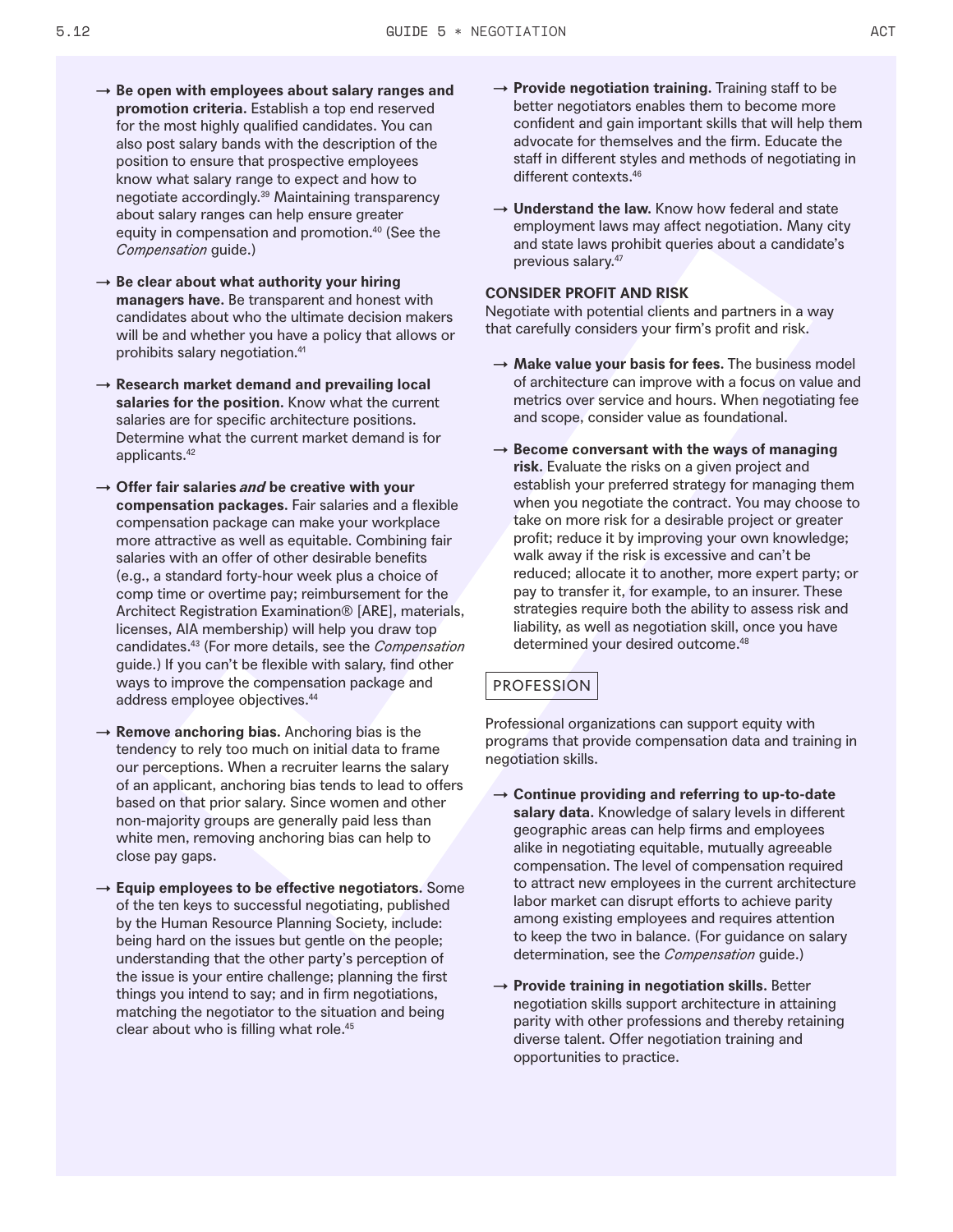- → **Be open with employees about salary ranges and promotion criteria.** Establish a top end reserved for the most highly qualified candidates. You can also post salary bands with the description of the position to ensure that prospective employees know what salary range to expect and how to negotiate accordingly.[39] Maintaining transparency about salary ranges can help ensure greater equity in compensation and promotion.[40] (See the *Compensation* guide.)

- → **Be clear about what authority your hiring managers have.** Be transparent and honest with candidates about who the ultimate decision makers will be and whether you have a policy that allows or prohibits salary negotiation.[41]

- → **Research market demand and prevailing local salaries for the position.** Know what the current salaries are for specific architecture positions. Determine what the current market demand is for applicants.[42]

- → **Offer fair salaries *and* be creative with your compensation packages.** Fair salaries and a flexible compensation package can make your workplace more attractive as well as equitable. Combining fair salaries with an offer of other desirable benefits (e.g., a standard forty-hour week plus a choice of comp time or overtime pay; reimbursement for the Architect Registration Examination® [ARE], materials, licenses, AIA membership) will help you draw top candidates.[43] (For more details, see the *Compensation* guide.) If you can't be flexible with salary, find other ways to improve the compensation package and address employee objectives.[44]

- → **Remove anchoring bias.** Anchoring bias is the tendency to rely too much on initial data to frame our perceptions. When a recruiter learns the salary of an applicant, anchoring bias tends to lead to offers based on that prior salary. Since women and other non-majority groups are generally paid less than white men, removing anchoring bias can help to close pay gaps.

- → **Equip employees to be effective negotiators.** Some of the ten keys to successful negotiating, published by the Human Resource Planning Society, include: being hard on the issues but gentle on the people; understanding that the other party's perception of the issue is your entire challenge; planning the first things you intend to say; and in firm negotiations, matching the negotiator to the situation and being clear about who is filling what role.[45]

- → **Provide negotiation training.** Training staff to be better negotiators enables them to become more confident and gain important skills that will help them advocate for themselves and the firm. Educate the staff in different styles and methods of negotiating in different contexts.[46]

- → **Understand the law.** Know how federal and state employment laws may affect negotiation. Many city and state laws prohibit queries about a candidate's previous salary.[47]

### CONSIDER PROFIT AND RISK

Negotiate with potential clients and partners in a way that carefully considers your firm's profit and risk.

- → **Make value your basis for fees.** The business model of architecture can improve with a focus on value and metrics over service and hours. When negotiating fee and scope, consider value as foundational.

- → **Become conversant with the ways of managing risk.** Evaluate the risks on a given project and establish your preferred strategy for managing them when you negotiate the contract. You may choose to take on more risk for a desirable project or greater profit; reduce it by improving your own knowledge; walk away if the risk is excessive and can't be reduced; allocate it to another, more expert party; or pay to transfer it, for example, to an insurer. These strategies require both the ability to assess risk and liability, as well as negotiation skill, once you have determined your desired outcome.[48]

## PROFESSION

Professional organizations can support equity with programs that provide compensation data and training in negotiation skills.

- → **Continue providing and referring to up-to-date salary data.** Knowledge of salary levels in different geographic areas can help firms and employees alike in negotiating equitable, mutually agreeable compensation. The level of compensation required to attract new employees in the current architecture labor market can disrupt efforts to achieve parity among existing employees and requires attention to keep the two in balance. (For guidance on salary determination, see the *Compensation* guide.)

- → **Provide training in negotiation skills.** Better negotiation skills support architecture in attaining parity with other professions and thereby retaining diverse talent. Offer negotiation training and opportunities to practice.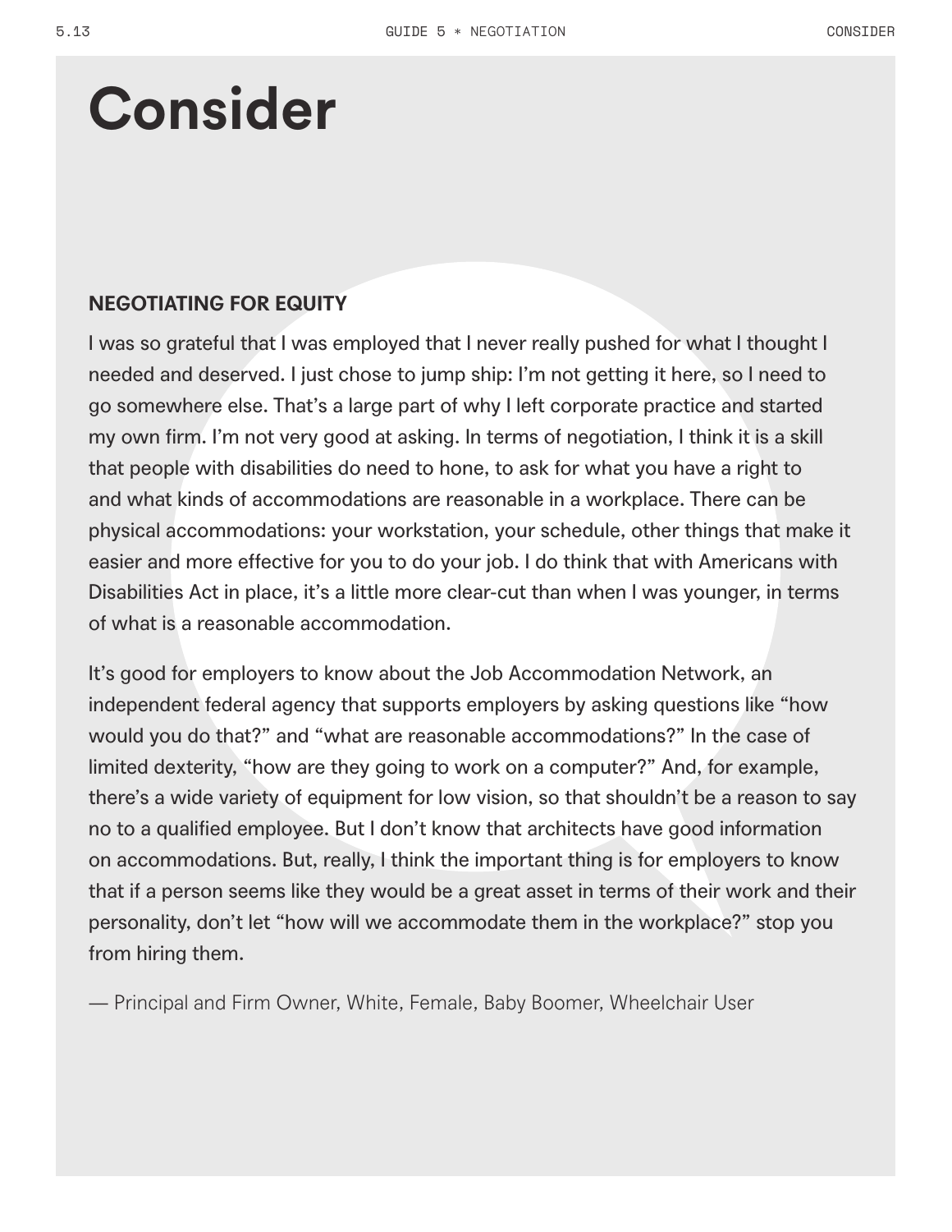# Consider

**NEGOTIATING FOR EQUITY**

I was so grateful that I was employed that I never really pushed for what I thought I needed and deserved. I just chose to jump ship: I'm not getting it here, so I need to go somewhere else. That's a large part of why I left corporate practice and started my own firm. I'm not very good at asking. In terms of negotiation, I think it is a skill that people with disabilities do need to hone, to ask for what you have a right to and what kinds of accommodations are reasonable in a workplace. There can be physical accommodations: your workstation, your schedule, other things that make it easier and more effective for you to do your job. I do think that with Americans with Disabilities Act in place, it's a little more clear-cut than when I was younger, in terms of what is a reasonable accommodation.

It's good for employers to know about the Job Accommodation Network, an independent federal agency that supports employers by asking questions like "how would you do that?" and "what are reasonable accommodations?" In the case of limited dexterity, "how are they going to work on a computer?" And, for example, there's a wide variety of equipment for low vision, so that shouldn't be a reason to say no to a qualified employee. But I don't know that architects have good information on accommodations. But, really, I think the important thing is for employers to know that if a person seems like they would be a great asset in terms of their work and their personality, don't let "how will we accommodate them in the workplace?" stop you from hiring them.

— Principal and Firm Owner, White, Female, Baby Boomer, Wheelchair User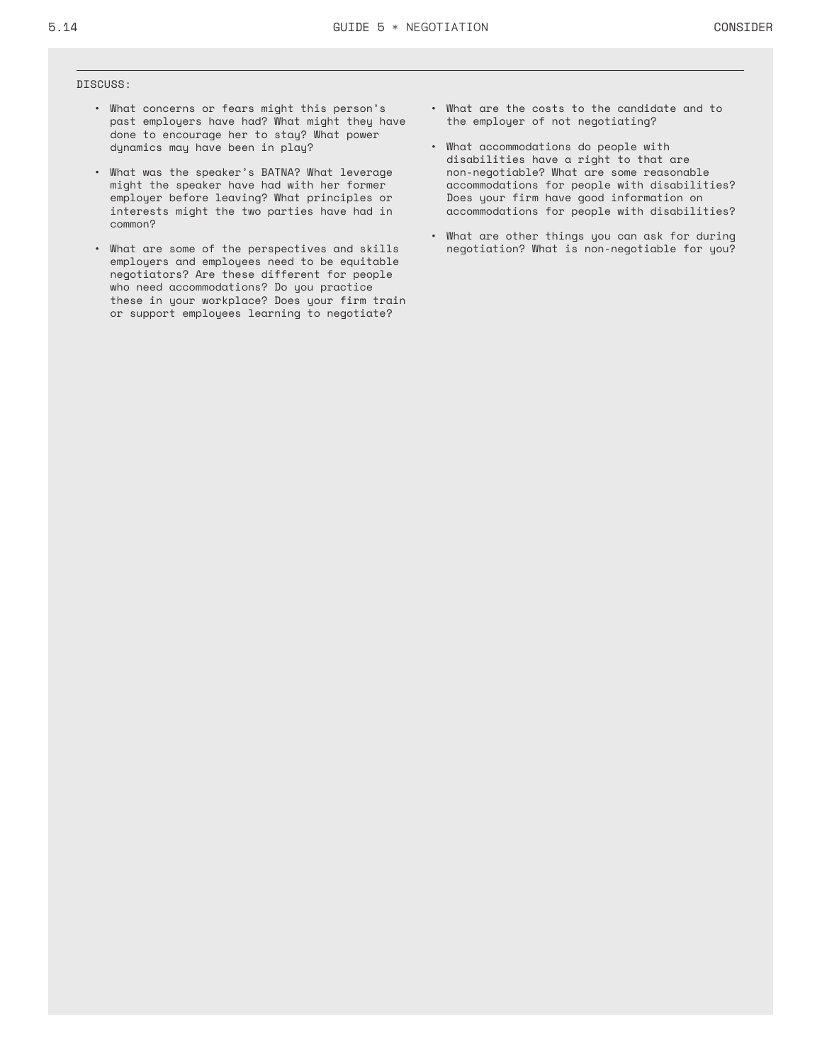DISCUSS:

- What concerns or fears might this person's past employers have had? What might they have done to encourage her to stay? What power dynamics may have been in play?
- What was the speaker's BATNA? What leverage might the speaker have had with her former employer before leaving? What principles or interests might the two parties have had in common?
- What are some of the perspectives and skills employers and employees need to be equitable negotiators? Are these different for people who need accommodations? Do you practice these in your workplace? Does your firm train or support employees learning to negotiate?
- What are the costs to the candidate and to the employer of not negotiating?
- What accommodations do people with disabilities have a right to that are non-negotiable? What are some reasonable accommodations for people with disabilities? Does your firm have good information on accommodations for people with disabilities?
- What are other things you can ask for during negotiation? What is non-negotiable for you?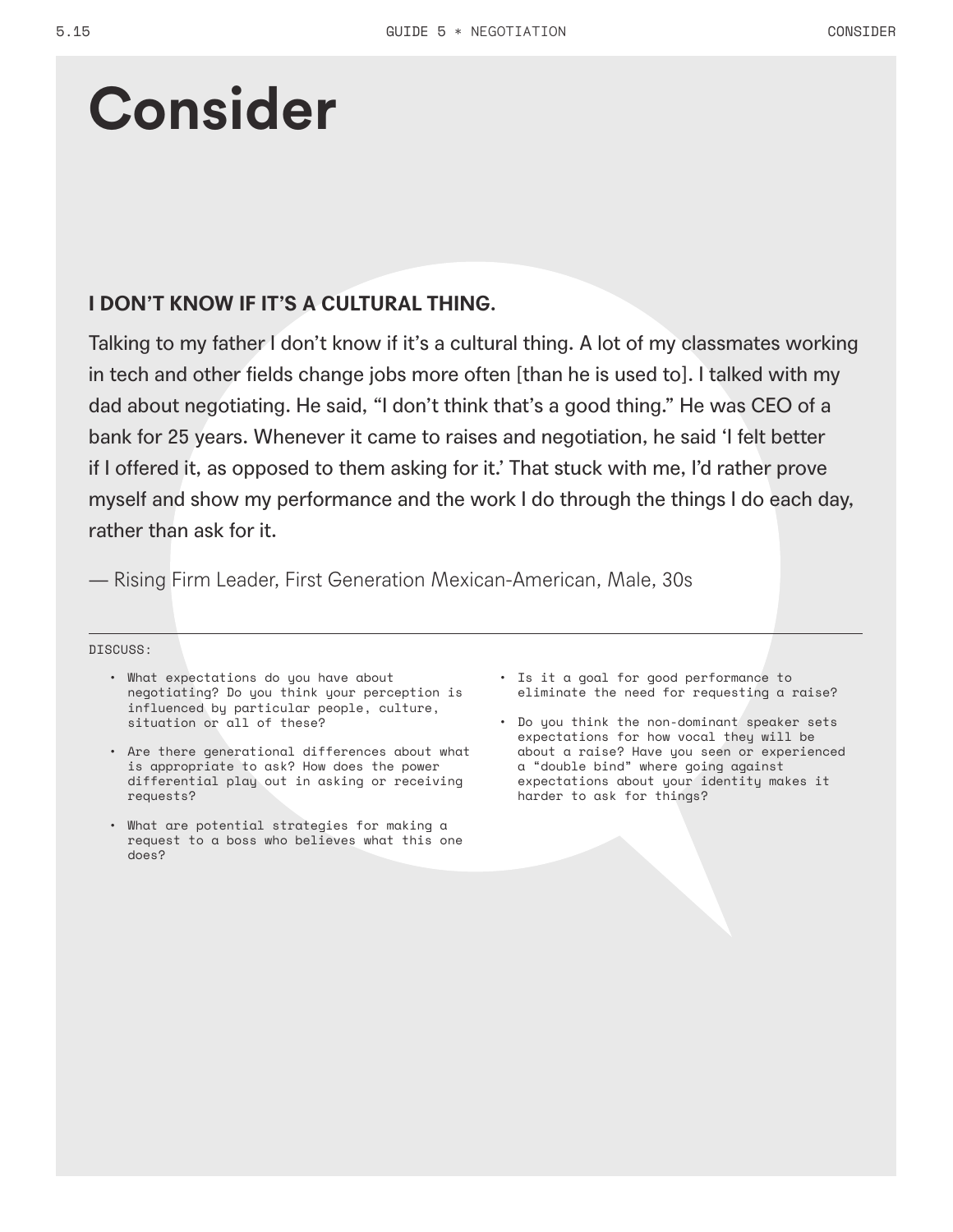# Consider

### I DON'T KNOW IF IT'S A CULTURAL THING.

Talking to my father I don't know if it's a cultural thing. A lot of my classmates working in tech and other fields change jobs more often [than he is used to]. I talked with my dad about negotiating. He said, "I don't think that's a good thing." He was CEO of a bank for 25 years. Whenever it came to raises and negotiation, he said 'I felt better if I offered it, as opposed to them asking for it.' That stuck with me, I'd rather prove myself and show my performance and the work I do through the things I do each day, rather than ask for it.

— Rising Firm Leader, First Generation Mexican-American, Male, 30s

DISCUSS:

- What expectations do you have about negotiating? Do you think your perception is influenced by particular people, culture, situation or all of these?
- Are there generational differences about what is appropriate to ask? How does the power differential play out in asking or receiving requests?
- What are potential strategies for making a request to a boss who believes what this one does?
- Is it a goal for good performance to eliminate the need for requesting a raise?
- Do you think the non-dominant speaker sets expectations for how vocal they will be about a raise? Have you seen or experienced a "double bind" where going against expectations about your identity makes it harder to ask for things?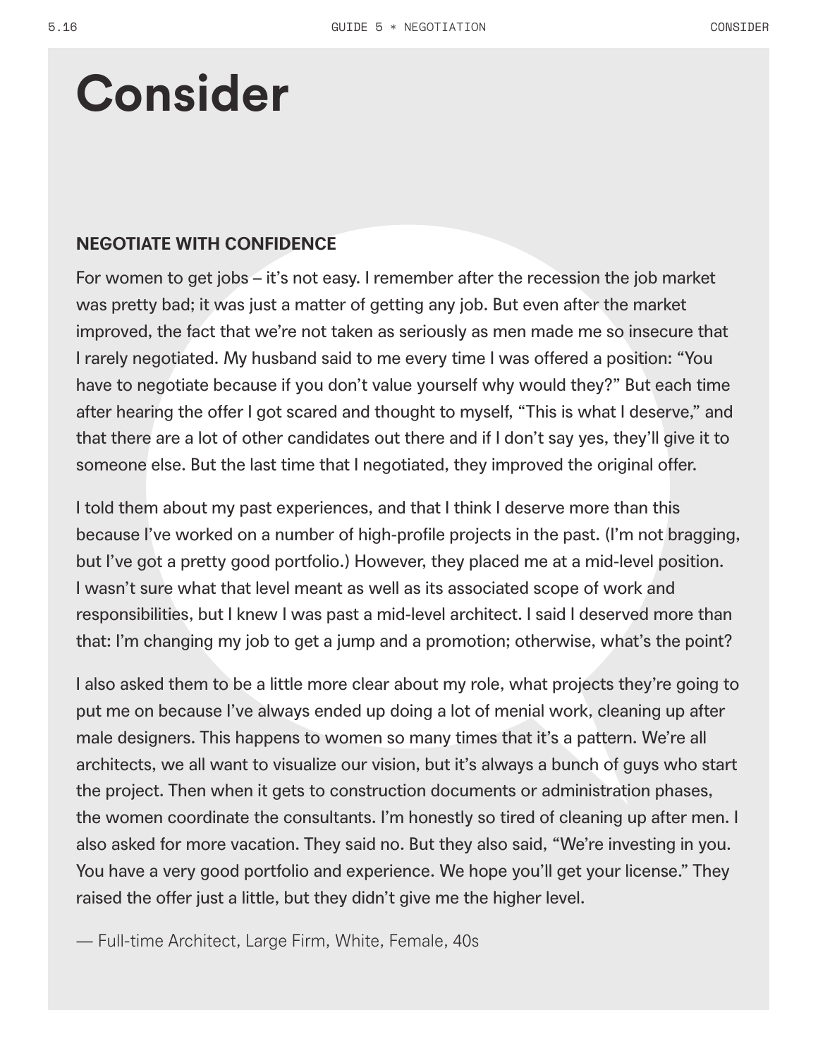# Consider

**NEGOTIATE WITH CONFIDENCE**

For women to get jobs – it's not easy. I remember after the recession the job market was pretty bad; it was just a matter of getting any job. But even after the market improved, the fact that we're not taken as seriously as men made me so insecure that I rarely negotiated. My husband said to me every time I was offered a position: "You have to negotiate because if you don't value yourself why would they?" But each time after hearing the offer I got scared and thought to myself, "This is what I deserve," and that there are a lot of other candidates out there and if I don't say yes, they'll give it to someone else. But the last time that I negotiated, they improved the original offer.

I told them about my past experiences, and that I think I deserve more than this because I've worked on a number of high-profile projects in the past. (I'm not bragging, but I've got a pretty good portfolio.) However, they placed me at a mid-level position. I wasn't sure what that level meant as well as its associated scope of work and responsibilities, but I knew I was past a mid-level architect. I said I deserved more than that: I'm changing my job to get a jump and a promotion; otherwise, what's the point?

I also asked them to be a little more clear about my role, what projects they're going to put me on because I've always ended up doing a lot of menial work, cleaning up after male designers. This happens to women so many times that it's a pattern. We're all architects, we all want to visualize our vision, but it's always a bunch of guys who start the project. Then when it gets to construction documents or administration phases, the women coordinate the consultants. I'm honestly so tired of cleaning up after men. I also asked for more vacation. They said no. But they also said, "We're investing in you. You have a very good portfolio and experience. We hope you'll get your license." They raised the offer just a little, but they didn't give me the higher level.

— Full-time Architect, Large Firm, White, Female, 40s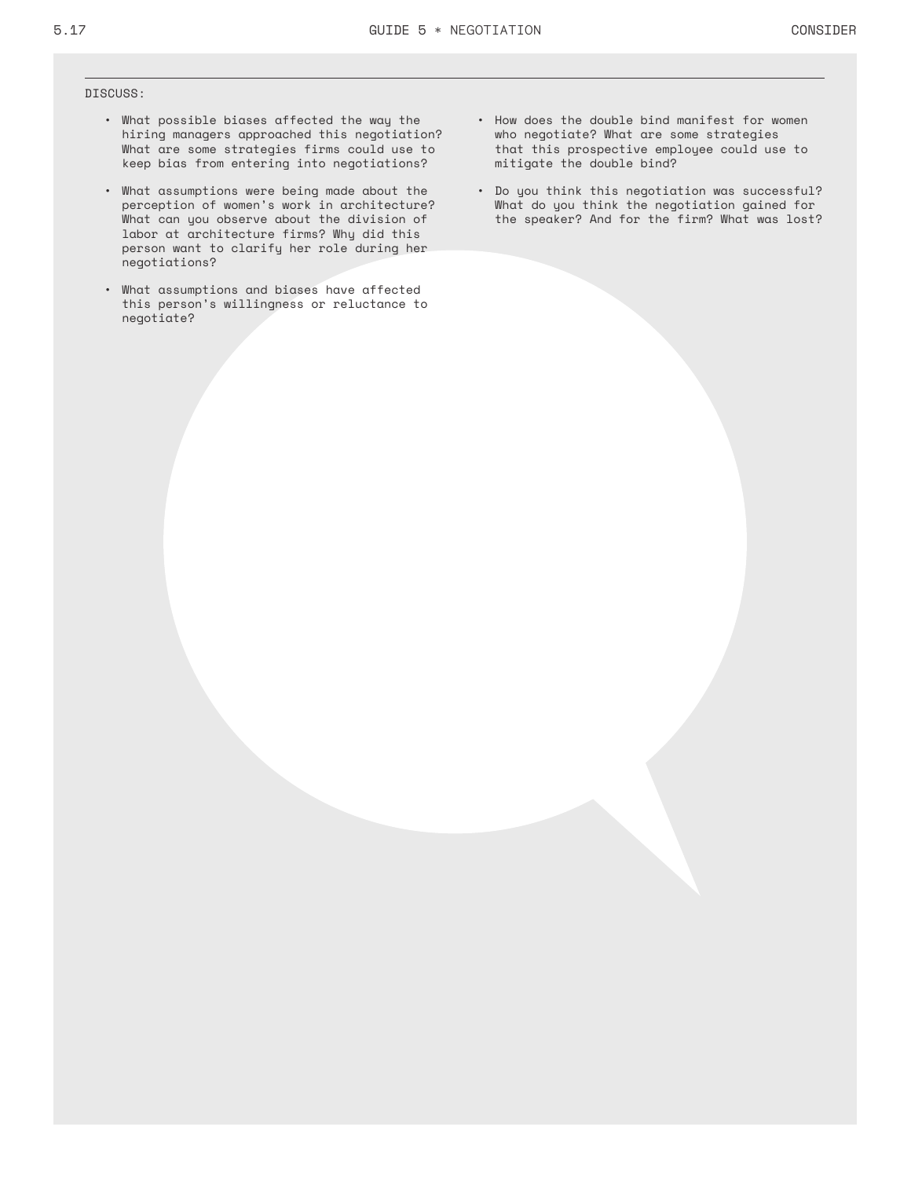DISCUSS:

- What possible biases affected the way the hiring managers approached this negotiation? What are some strategies firms could use to keep bias from entering into negotiations?
- What assumptions were being made about the perception of women's work in architecture? What can you observe about the division of labor at architecture firms? Why did this person want to clarify her role during her negotiations?
- What assumptions and biases have affected this person's willingness or reluctance to negotiate?
- How does the double bind manifest for women who negotiate? What are some strategies that this prospective employee could use to mitigate the double bind?
- Do you think this negotiation was successful? What do you think the negotiation gained for the speaker? And for the firm? What was lost?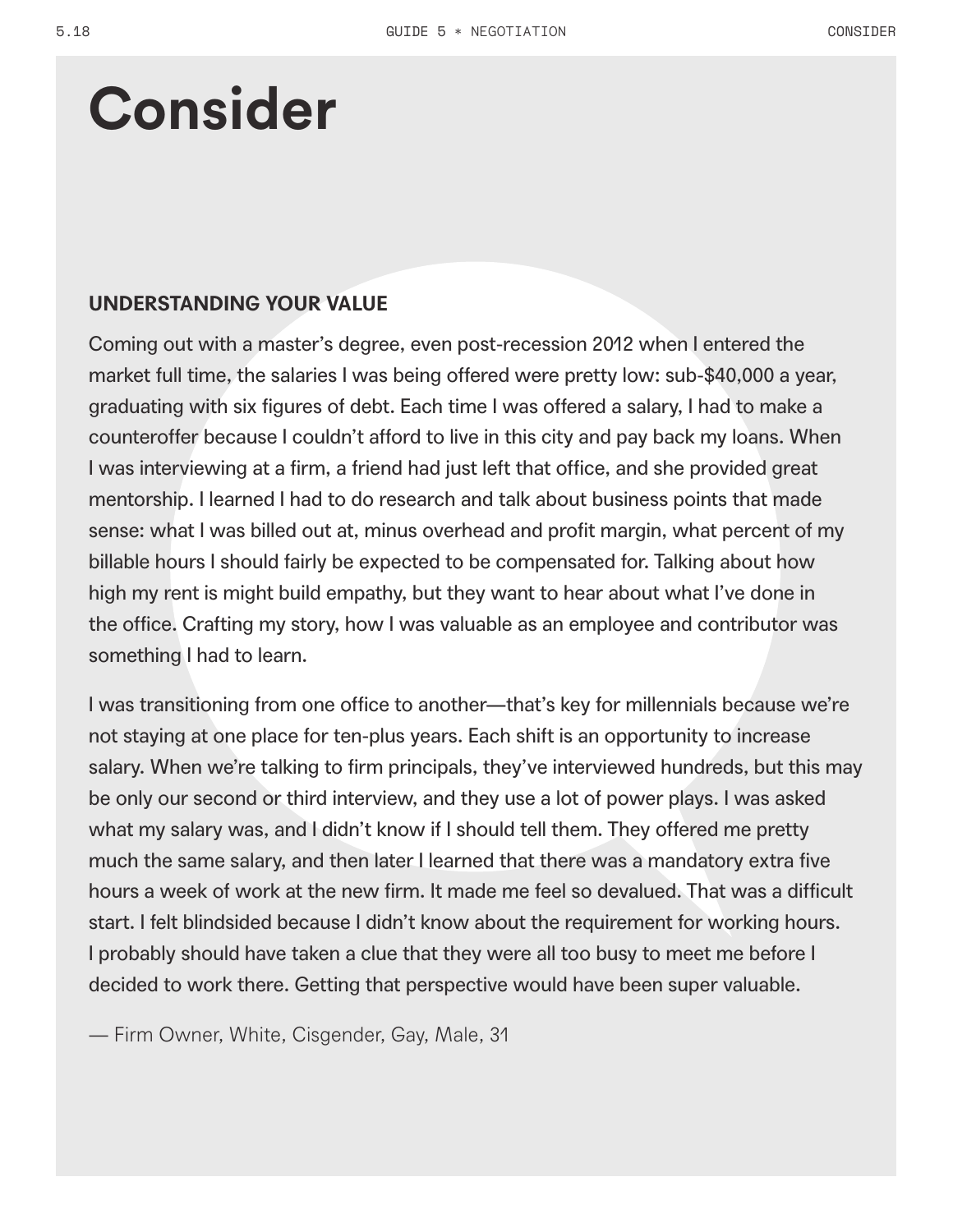# Consider

### UNDERSTANDING YOUR VALUE

Coming out with a master's degree, even post-recession 2012 when I entered the market full time, the salaries I was being offered were pretty low: sub-$40,000 a year, graduating with six figures of debt. Each time I was offered a salary, I had to make a counteroffer because I couldn't afford to live in this city and pay back my loans. When I was interviewing at a firm, a friend had just left that office, and she provided great mentorship. I learned I had to do research and talk about business points that made sense: what I was billed out at, minus overhead and profit margin, what percent of my billable hours I should fairly be expected to be compensated for. Talking about how high my rent is might build empathy, but they want to hear about what I've done in the office. Crafting my story, how I was valuable as an employee and contributor was something I had to learn.

I was transitioning from one office to another—that's key for millennials because we're not staying at one place for ten-plus years. Each shift is an opportunity to increase salary. When we're talking to firm principals, they've interviewed hundreds, but this may be only our second or third interview, and they use a lot of power plays. I was asked what my salary was, and I didn't know if I should tell them. They offered me pretty much the same salary, and then later I learned that there was a mandatory extra five hours a week of work at the new firm. It made me feel so devalued. That was a difficult start. I felt blindsided because I didn't know about the requirement for working hours. I probably should have taken a clue that they were all too busy to meet me before I decided to work there. Getting that perspective would have been super valuable.

— Firm Owner, White, Cisgender, Gay, Male, 31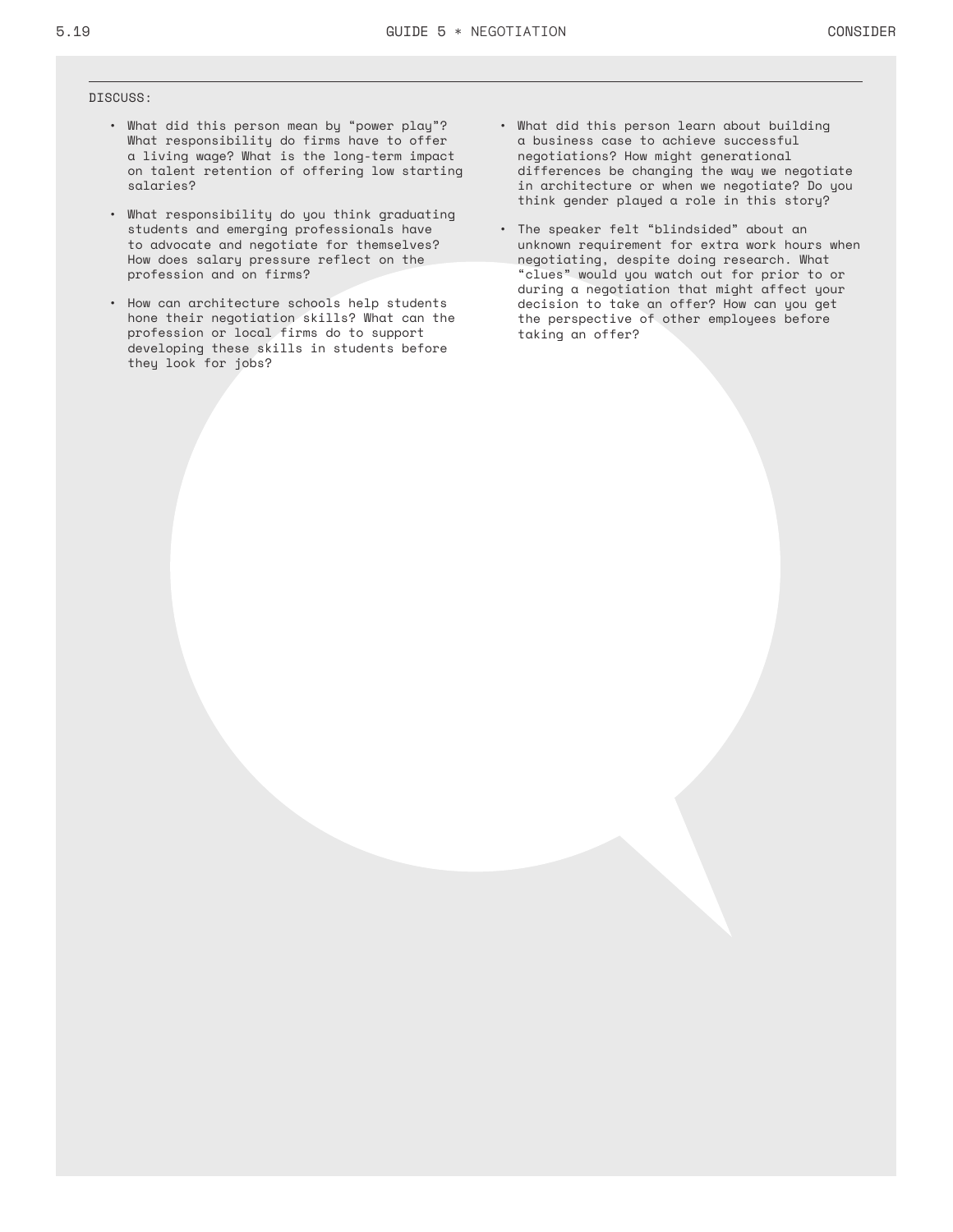DISCUSS:

- What did this person mean by “power play”? What responsibility do firms have to offer a living wage? What is the long-term impact on talent retention of offering low starting salaries?
- What responsibility do you think graduating students and emerging professionals have to advocate and negotiate for themselves? How does salary pressure reflect on the profession and on firms?
- How can architecture schools help students hone their negotiation skills? What can the profession or local firms do to support developing these skills in students before they look for jobs?
- What did this person learn about building a business case to achieve successful negotiations? How might generational differences be changing the way we negotiate in architecture or when we negotiate? Do you think gender played a role in this story?
- The speaker felt “blindsided” about an unknown requirement for extra work hours when negotiating, despite doing research. What “clues” would you watch out for prior to or during a negotiation that might affect your decision to take an offer? How can you get the perspective of other employees before taking an offer?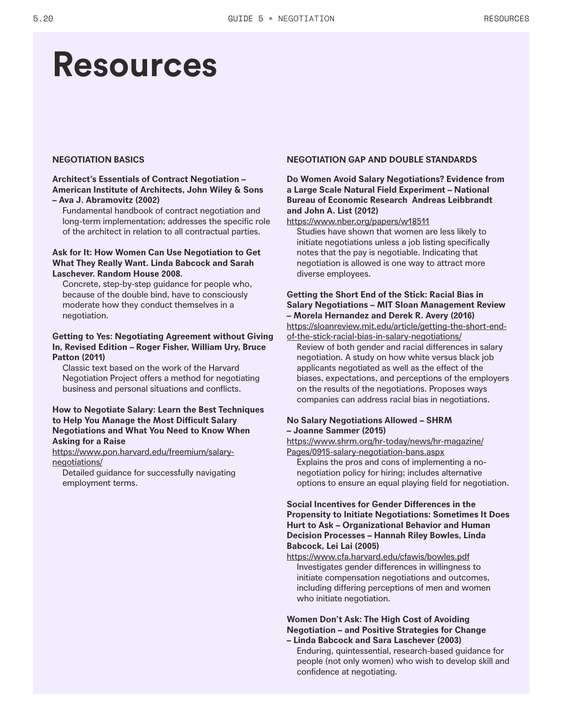# Resources

## NEGOTIATION BASICS

**Architect's Essentials of Contract Negotiation – American Institute of Architects, John Wiley & Sons – Ava J. Abramovitz (2002)**

Fundamental handbook of contract negotiation and long-term implementation; addresses the specific role of the architect in relation to all contractual parties.

**Ask for It: How Women Can Use Negotiation to Get What They Really Want. Linda Babcock and Sarah Laschever. Random House 2008.**

Concrete, step-by-step guidance for people who, because of the double bind, have to consciously moderate how they conduct themselves in a negotiation.

**Getting to Yes: Negotiating Agreement without Giving In, Revised Edition – Roger Fisher, William Ury, Bruce Patton (2011)**

Classic text based on the work of the Harvard Negotiation Project offers a method for negotiating business and personal situations and conflicts.

**How to Negotiate Salary: Learn the Best Techniques to Help You Manage the Most Difficult Salary Negotiations and What You Need to Know When Asking for a Raise**

https://www.pon.harvard.edu/freemium/salary-negotiations/

Detailed guidance for successfully navigating employment terms.

## NEGOTIATION GAP AND DOUBLE STANDARDS

**Do Women Avoid Salary Negotiations? Evidence from a Large Scale Natural Field Experiment – National Bureau of Economic Research Andreas Leibbrandt and John A. List (2012)**

https://www.nber.org/papers/w18511

Studies have shown that women are less likely to initiate negotiations unless a job listing specifically notes that the pay is negotiable. Indicating that negotiation is allowed is one way to attract more diverse employees.

**Getting the Short End of the Stick: Racial Bias in Salary Negotiations – MIT Sloan Management Review – Morela Hernandez and Derek R. Avery (2016)**

https://sloanreview.mit.edu/article/getting-the-short-end-of-the-stick-racial-bias-in-salary-negotiations/

Review of both gender and racial differences in salary negotiation. A study on how white versus black job applicants negotiated as well as the effect of the biases, expectations, and perceptions of the employers on the results of the negotiations. Proposes ways companies can address racial bias in negotiations.

**No Salary Negotiations Allowed – SHRM – Joanne Sammer (2015)**

https://www.shrm.org/hr-today/news/hr-magazine/Pages/0915-salary-negotiation-bans.aspx

Explains the pros and cons of implementing a no-negotiation policy for hiring; includes alternative options to ensure an equal playing field for negotiation.

**Social Incentives for Gender Differences in the Propensity to Initiate Negotiations: Sometimes It Does Hurt to Ask – Organizational Behavior and Human Decision Processes – Hannah Riley Bowles, Linda Babcock, Lei Lai (2005)**

https://www.cfa.harvard.edu/cfawis/bowles.pdf

Investigates gender differences in willingness to initiate compensation negotiations and outcomes, including differing perceptions of men and women who initiate negotiation.

**Women Don't Ask: The High Cost of Avoiding Negotiation – and Positive Strategies for Change – Linda Babcock and Sara Laschever (2003)**

Enduring, quintessential, research-based guidance for people (not only women) who wish to develop skill and confidence at negotiating.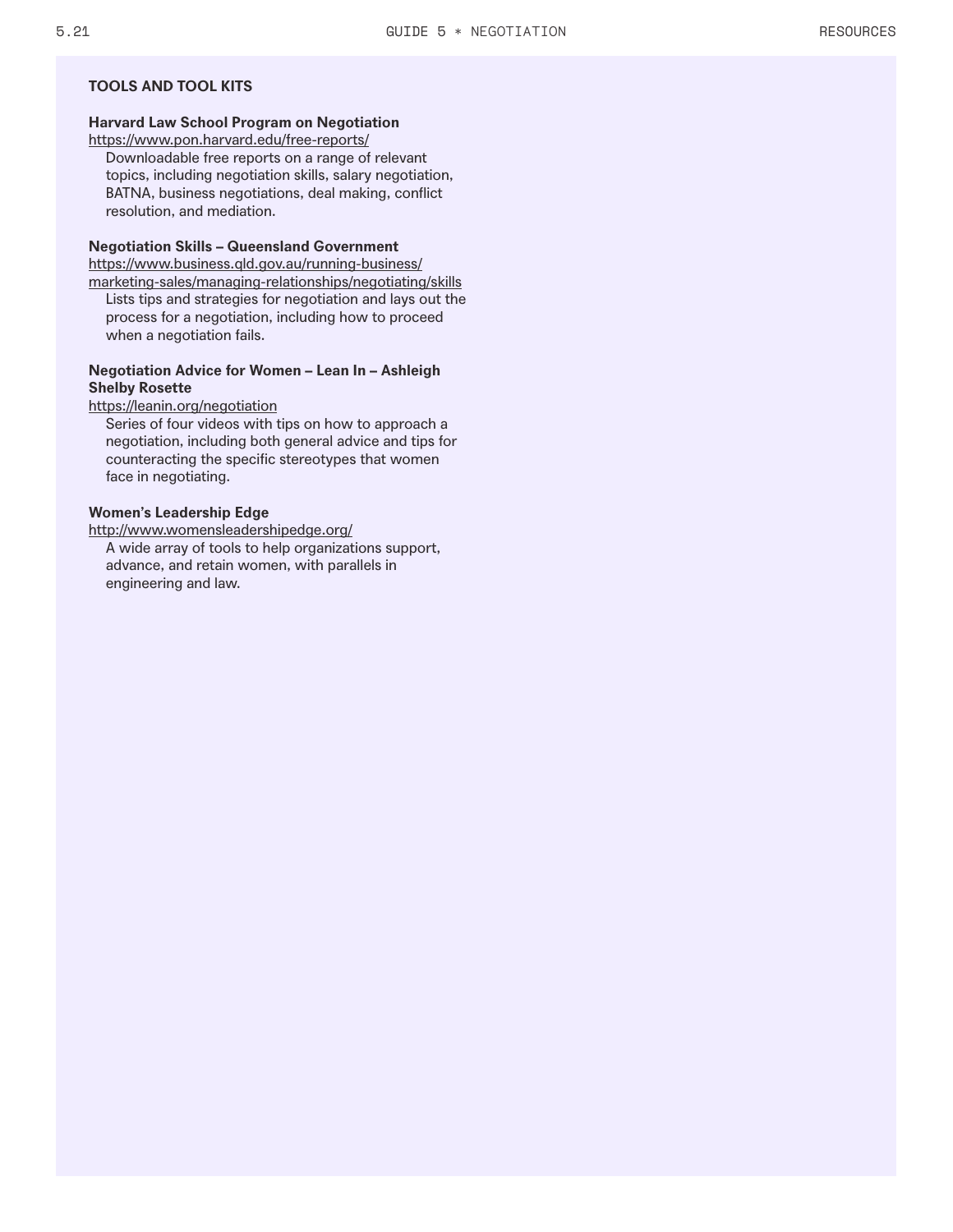## TOOLS AND TOOL KITS

**Harvard Law School Program on Negotiation**
https://www.pon.harvard.edu/free-reports/

Downloadable free reports on a range of relevant topics, including negotiation skills, salary negotiation, BATNA, business negotiations, deal making, conflict resolution, and mediation.

**Negotiation Skills – Queensland Government**
https://www.business.qld.gov.au/running-business/marketing-sales/managing-relationships/negotiating/skills

Lists tips and strategies for negotiation and lays out the process for a negotiation, including how to proceed when a negotiation fails.

**Negotiation Advice for Women – Lean In – Ashleigh Shelby Rosette**
https://leanin.org/negotiation

Series of four videos with tips on how to approach a negotiation, including both general advice and tips for counteracting the specific stereotypes that women face in negotiating.

**Women's Leadership Edge**
http://www.womensleadershipedge.org/

A wide array of tools to help organizations support, advance, and retain women, with parallels in engineering and law.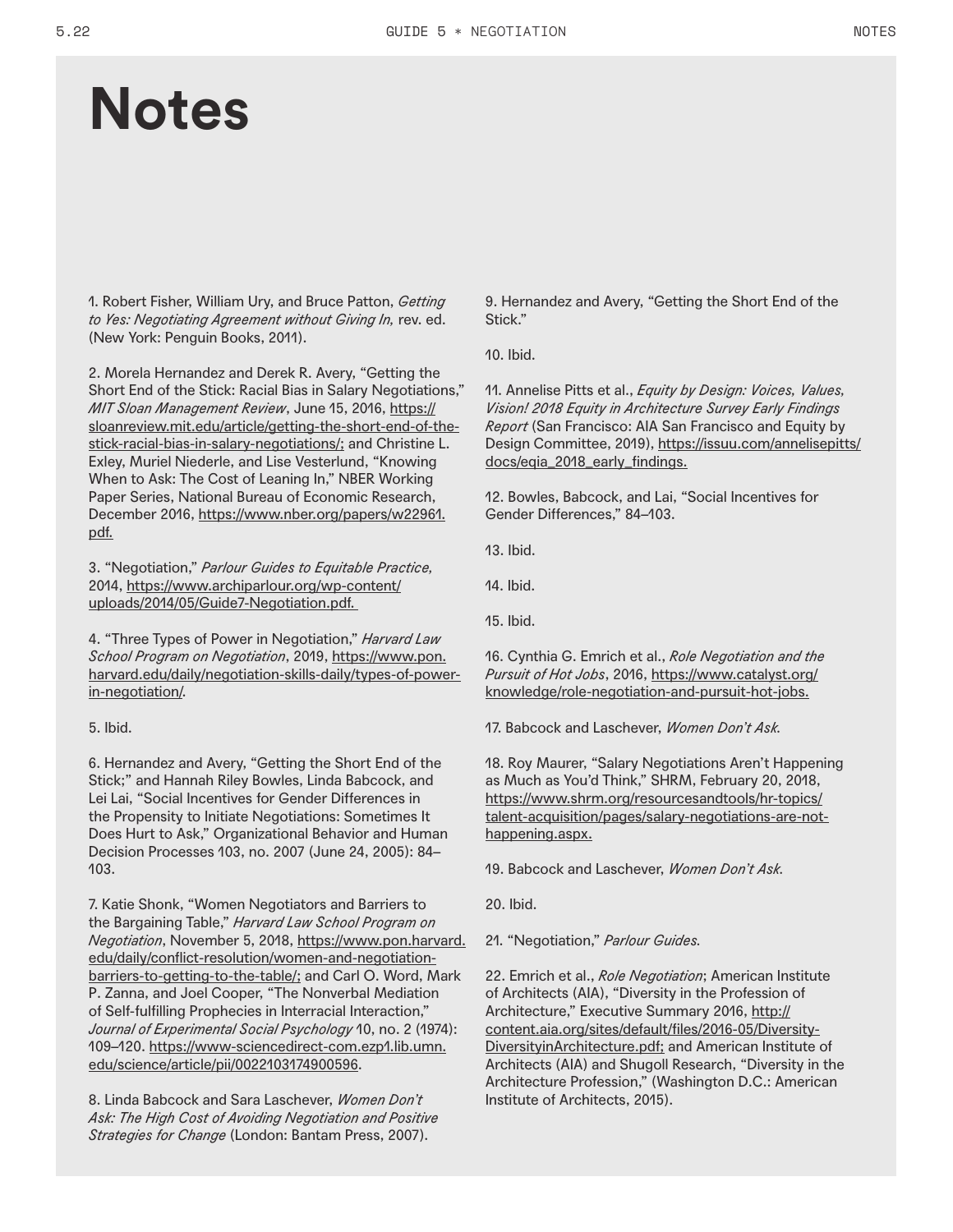# Notes

1. Robert Fisher, William Ury, and Bruce Patton, *Getting to Yes: Negotiating Agreement without Giving In*, rev. ed. (New York: Penguin Books, 2011).

2. Morela Hernandez and Derek R. Avery, "Getting the Short End of the Stick: Racial Bias in Salary Negotiations," *MIT Sloan Management Review*, June 15, 2016, https://sloanreview.mit.edu/article/getting-the-short-end-of-the-stick-racial-bias-in-salary-negotiations/; and Christine L. Exley, Muriel Niederle, and Lise Vesterlund, "Knowing When to Ask: The Cost of Leaning In," NBER Working Paper Series, National Bureau of Economic Research, December 2016, https://www.nber.org/papers/w22961.pdf.

3. "Negotiation," *Parlour Guides to Equitable Practice*, 2014, https://www.archiparlour.org/wp-content/uploads/2014/05/Guide7-Negotiation.pdf.

4. "Three Types of Power in Negotiation," *Harvard Law School Program on Negotiation*, 2019, https://www.pon.harvard.edu/daily/negotiation-skills-daily/types-of-power-in-negotiation/.

5. Ibid.

6. Hernandez and Avery, "Getting the Short End of the Stick;" and Hannah Riley Bowles, Linda Babcock, and Lei Lai, "Social Incentives for Gender Differences in the Propensity to Initiate Negotiations: Sometimes It Does Hurt to Ask," Organizational Behavior and Human Decision Processes 103, no. 2007 (June 24, 2005): 84–103.

7. Katie Shonk, "Women Negotiators and Barriers to the Bargaining Table," *Harvard Law School Program on Negotiation*, November 5, 2018, https://www.pon.harvard.edu/daily/conflict-resolution/women-and-negotiation-barriers-to-getting-to-the-table/; and Carl O. Word, Mark P. Zanna, and Joel Cooper, "The Nonverbal Mediation of Self-fulfilling Prophecies in Interracial Interaction," *Journal of Experimental Social Psychology* 10, no. 2 (1974): 109–120. https://www-sciencedirect-com.ezp1.lib.umn.edu/science/article/pii/0022103174900596.

8. Linda Babcock and Sara Laschever, *Women Don't Ask: The High Cost of Avoiding Negotiation and Positive Strategies for Change* (London: Bantam Press, 2007).

9. Hernandez and Avery, "Getting the Short End of the Stick."

10. Ibid.

11. Annelise Pitts et al., *Equity by Design: Voices, Values, Vision! 2018 Equity in Architecture Survey Early Findings Report* (San Francisco: AIA San Francisco and Equity by Design Committee, 2019), https://issuu.com/annelisepitts/docs/eqia_2018_early_findings.

12. Bowles, Babcock, and Lai, "Social Incentives for Gender Differences," 84–103.

13. Ibid.

14. Ibid.

15. Ibid.

16. Cynthia G. Emrich et al., *Role Negotiation and the Pursuit of Hot Jobs*, 2016, https://www.catalyst.org/knowledge/role-negotiation-and-pursuit-hot-jobs.

17. Babcock and Laschever, *Women Don't Ask*.

18. Roy Maurer, "Salary Negotiations Aren't Happening as Much as You'd Think," SHRM, February 20, 2018, https://www.shrm.org/resourcesandtools/hr-topics/talent-acquisition/pages/salary-negotiations-are-not-happening.aspx.

19. Babcock and Laschever, *Women Don't Ask*.

20. Ibid.

21. "Negotiation," *Parlour Guides*.

22. Emrich et al., *Role Negotiation*; American Institute of Architects (AIA), "Diversity in the Profession of Architecture," Executive Summary 2016, http://content.aia.org/sites/default/files/2016-05/Diversity-DiversityinArchitecture.pdf; and American Institute of Architects (AIA) and Shugoll Research, "Diversity in the Architecture Profession," (Washington D.C.: American Institute of Architects, 2015).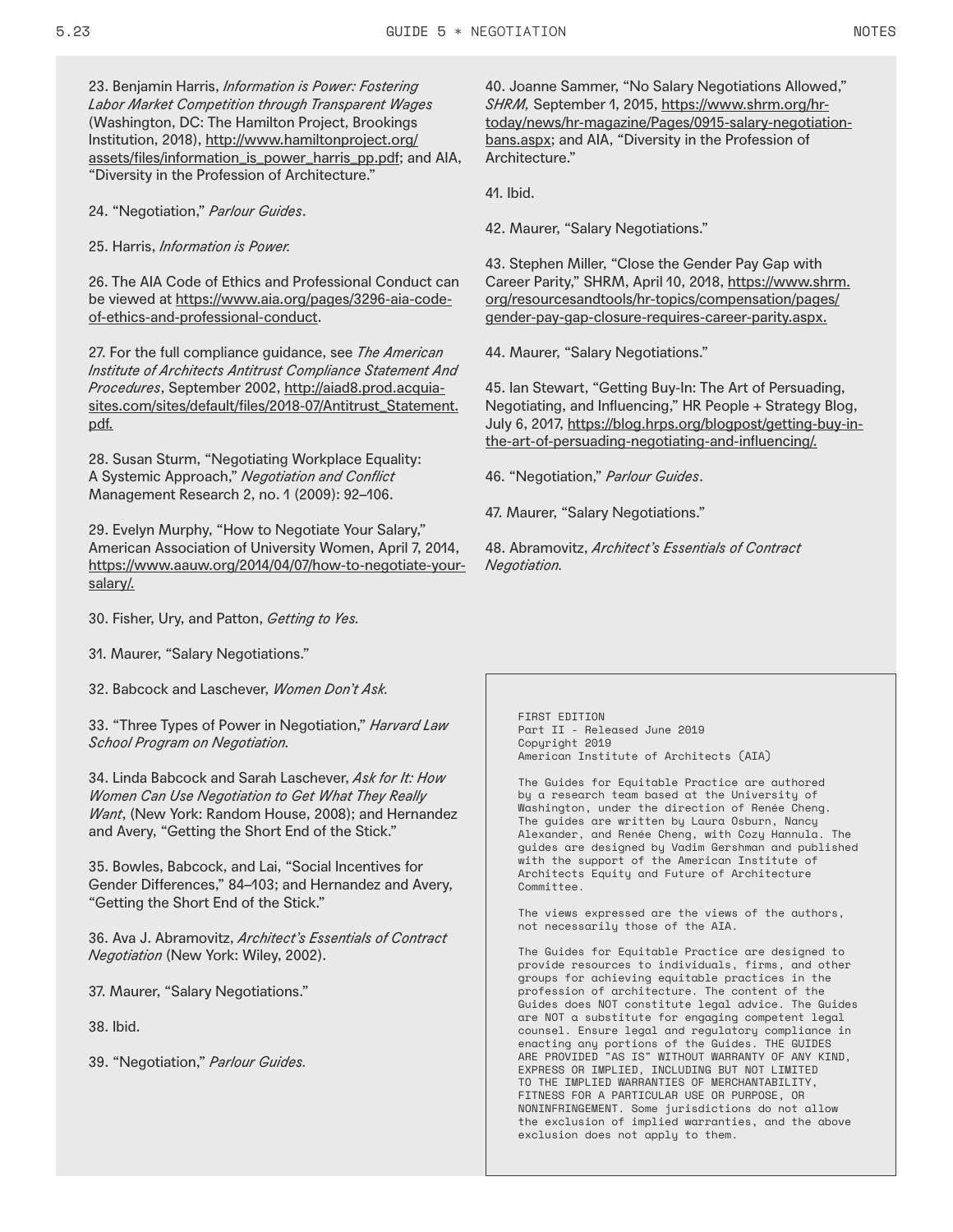23. Benjamin Harris, *Information is Power: Fostering Labor Market Competition through Transparent Wages* (Washington, DC: The Hamilton Project, Brookings Institution, 2018), http://www.hamiltonproject.org/assets/files/information_is_power_harris_pp.pdf; and AIA, "Diversity in the Profession of Architecture."

24. "Negotiation," *Parlour Guides*.

25. Harris, *Information is Power.*

26. The AIA Code of Ethics and Professional Conduct can be viewed at https://www.aia.org/pages/3296-aia-code-of-ethics-and-professional-conduct.

27. For the full compliance guidance, see *The American Institute of Architects Antitrust Compliance Statement And Procedures*, September 2002, http://aiad8.prod.acquia-sites.com/sites/default/files/2018-07/Antitrust_Statement.pdf.

28. Susan Sturm, "Negotiating Workplace Equality: A Systemic Approach," *Negotiation and Conflict* Management Research 2, no. 1 (2009): 92–106.

29. Evelyn Murphy, "How to Negotiate Your Salary," American Association of University Women, April 7, 2014, https://www.aauw.org/2014/04/07/how-to-negotiate-your-salary/.

30. Fisher, Ury, and Patton, *Getting to Yes.*

31. Maurer, "Salary Negotiations."

32. Babcock and Laschever, *Women Don't Ask.*

33. "Three Types of Power in Negotiation," *Harvard Law School Program on Negotiation.*

34. Linda Babcock and Sarah Laschever, *Ask for It: How Women Can Use Negotiation to Get What They Really Want*, (New York: Random House, 2008); and Hernandez and Avery, "Getting the Short End of the Stick."

35. Bowles, Babcock, and Lai, "Social Incentives for Gender Differences," 84–103; and Hernandez and Avery, "Getting the Short End of the Stick."

36. Ava J. Abramovitz, *Architect's Essentials of Contract Negotiation* (New York: Wiley, 2002).

37. Maurer, "Salary Negotiations."

38. Ibid.

39. "Negotiation," *Parlour Guides.*

40. Joanne Sammer, "No Salary Negotiations Allowed," *SHRM,* September 1, 2015, https://www.shrm.org/hr-today/news/hr-magazine/Pages/0915-salary-negotiation-bans.aspx; and AIA, "Diversity in the Profession of Architecture."

41. Ibid.

42. Maurer, "Salary Negotiations."

43. Stephen Miller, "Close the Gender Pay Gap with Career Parity," SHRM, April 10, 2018, https://www.shrm.org/resourcesandtools/hr-topics/compensation/pages/gender-pay-gap-closure-requires-career-parity.aspx.

44. Maurer, "Salary Negotiations."

45. Ian Stewart, "Getting Buy-In: The Art of Persuading, Negotiating, and Influencing," HR People + Strategy Blog, July 6, 2017, https://blog.hrps.org/blogpost/getting-buy-in-the-art-of-persuading-negotiating-and-influencing/.

46. "Negotiation," *Parlour Guides*.

47. Maurer, "Salary Negotiations."

48. Abramovitz, *Architect's Essentials of Contract Negotiation.*

FIRST EDITION
Part II - Released June 2019
Copyright 2019
American Institute of Architects (AIA)

The Guides for Equitable Practice are authored by a research team based at the University of Washington, under the direction of Renée Cheng. The guides are written by Laura Osburn, Nancy Alexander, and Renée Cheng, with Cozy Hannula. The guides are designed by Vadim Gershman and published with the support of the American Institute of Architects Equity and Future of Architecture Committee.

The views expressed are the views of the authors, not necessarily those of the AIA.

The Guides for Equitable Practice are designed to provide resources to individuals, firms, and other groups for achieving equitable practices in the profession of architecture. The content of the Guides does NOT constitute legal advice. The Guides are NOT a substitute for engaging competent legal counsel. Ensure legal and regulatory compliance in enacting any portions of the Guides. THE GUIDES ARE PROVIDED "AS IS" WITHOUT WARRANTY OF ANY KIND, EXPRESS OR IMPLIED, INCLUDING BUT NOT LIMITED TO THE IMPLIED WARRANTIES OF MERCHANTABILITY, FITNESS FOR A PARTICULAR USE OR PURPOSE, OR NONINFRINGEMENT. Some jurisdictions do not allow the exclusion of implied warranties, and the above exclusion does not apply to them.